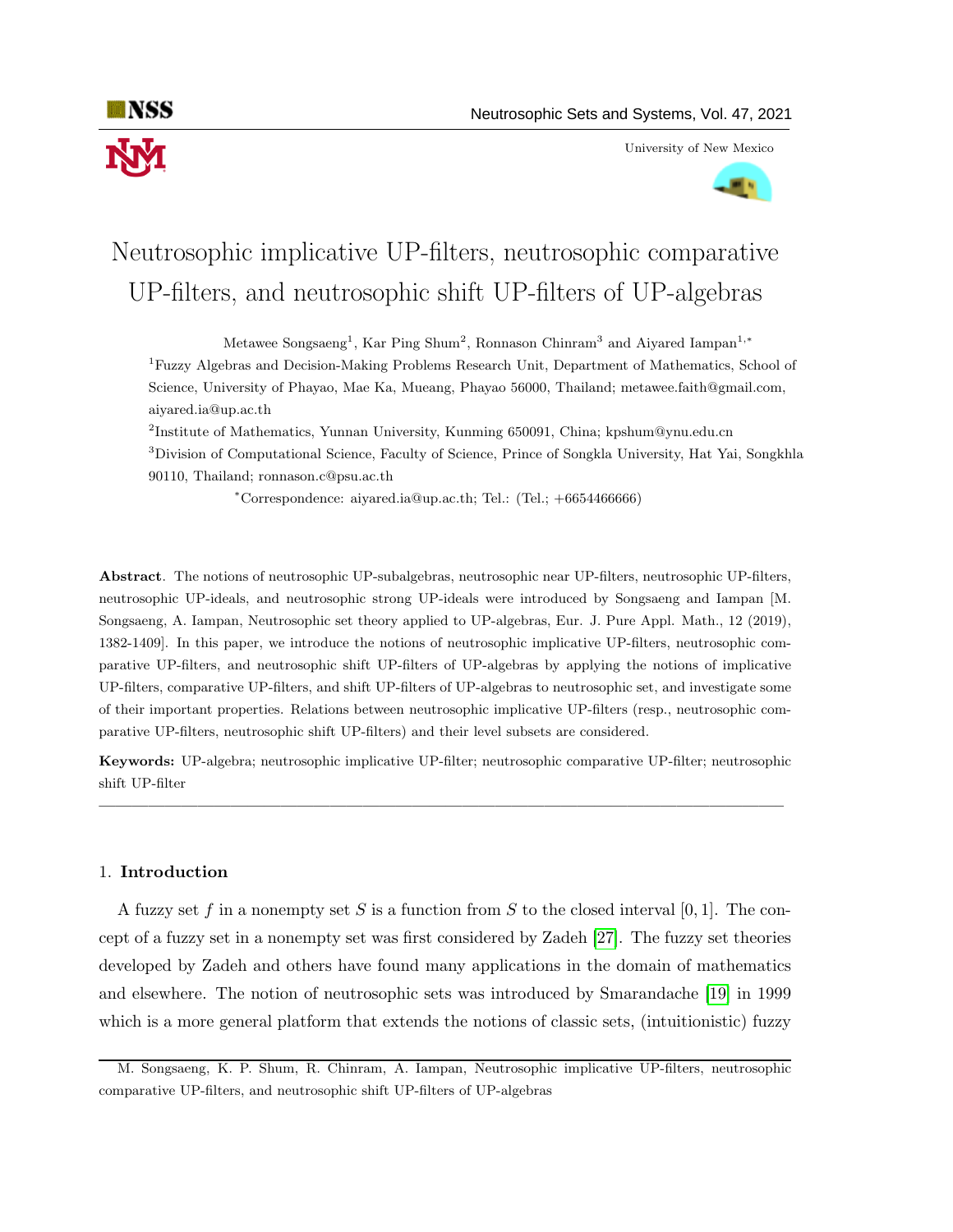# Neutrosophic implicative UP-filters, neutrosophic comparative UP-filters, and neutrosophic shift UP-filters of UP-algebras

Metawee Songsaeng[1], Kar Ping Shum[2], Ronnason Chinram[3] and Aiyared Iampan[1,*]

[1]Fuzzy Algebras and Decision-Making Problems Research Unit, Department of Mathematics, School of Science, University of Phayao, Mae Ka, Mueang, Phayao 56000, Thailand; metawee.faith@gmail.com, aiyared.ia@up.ac.th

[2]Institute of Mathematics, Yunnan University, Kunming 650091, China; kpshum@ynu.edu.cn

[3]Division of Computational Science, Faculty of Science, Prince of Songkla University, Hat Yai, Songkhla 90110, Thailand; ronnason.c@psu.ac.th

[*]Correspondence: aiyared.ia@up.ac.th; Tel.: (Tel.; +6654466666)

**Abstract**. The notions of neutrosophic UP-subalgebras, neutrosophic near UP-filters, neutrosophic UP-filters, neutrosophic UP-ideals, and neutrosophic strong UP-ideals were introduced by Songsaeng and Iampan [M. Songsaeng, A. Iampan, Neutrosophic set theory applied to UP-algebras, Eur. J. Pure Appl. Math., 12 (2019), 1382-1409]. In this paper, we introduce the notions of neutrosophic implicative UP-filters, neutrosophic comparative UP-filters, and neutrosophic shift UP-filters of UP-algebras by applying the notions of implicative UP-filters, comparative UP-filters, and shift UP-filters of UP-algebras to neutrosophic set, and investigate some of their important properties. Relations between neutrosophic implicative UP-filters (resp., neutrosophic comparative UP-filters, neutrosophic shift UP-filters) and their level subsets are considered.

**Keywords:** UP-algebra; neutrosophic implicative UP-filter; neutrosophic comparative UP-filter; neutrosophic shift UP-filter

---

## 1. Introduction

A fuzzy set $f$ in a nonempty set $S$ is a function from $S$ to the closed interval $[0, 1]$. The concept of a fuzzy set in a nonempty set was first considered by Zadeh [27]. The fuzzy set theories developed by Zadeh and others have found many applications in the domain of mathematics and elsewhere. The notion of neutrosophic sets was introduced by Smarandache [19] in 1999 which is a more general platform that extends the notions of classic sets, (intuitionistic) fuzzy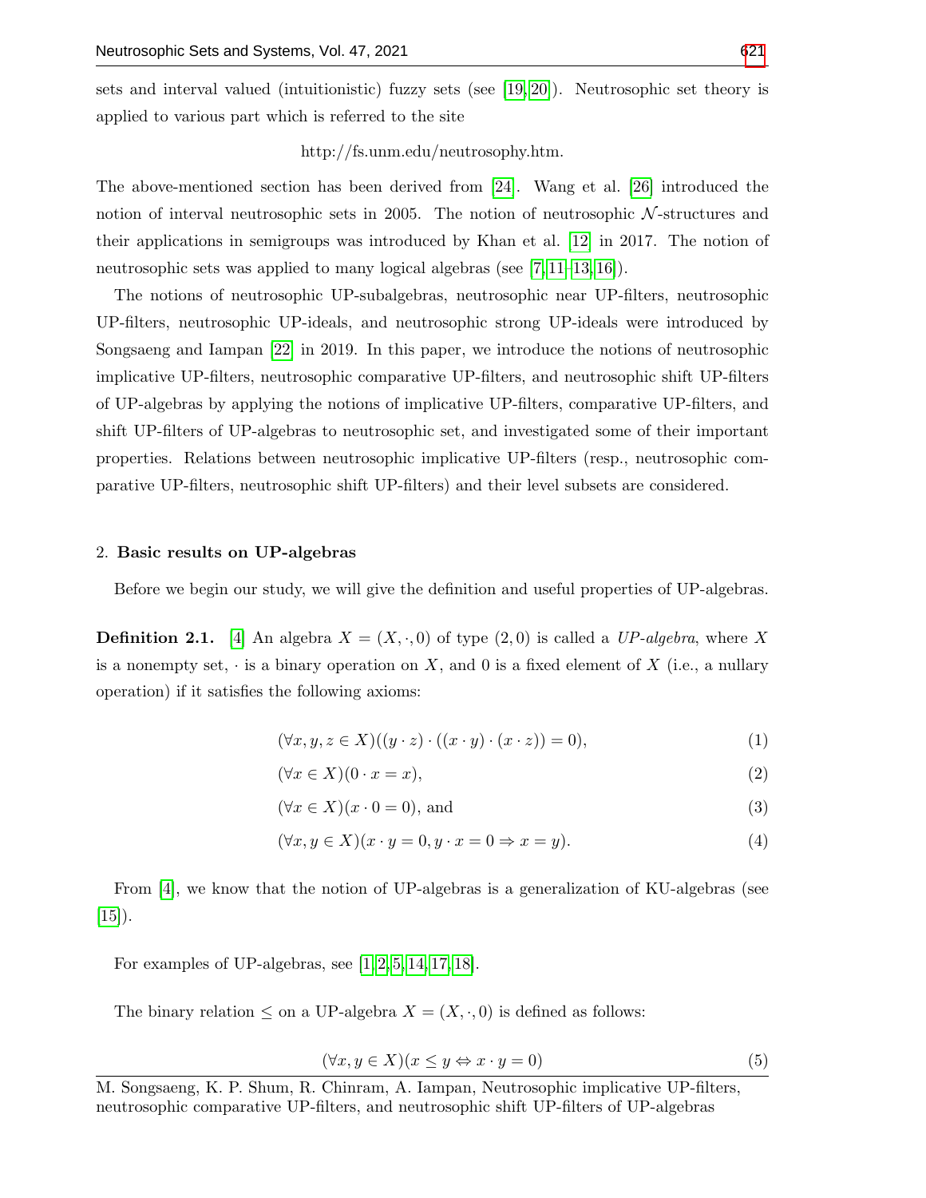sets and interval valued (intuitionistic) fuzzy sets (see [19, 20]). Neutrosophic set theory is applied to various part which is referred to the site

http://fs.unm.edu/neutrosophy.htm.

The above-mentioned section has been derived from [24]. Wang et al. [26] introduced the notion of interval neutrosophic sets in 2005. The notion of neutrosophic $\mathcal{N}$-structures and their applications in semigroups was introduced by Khan et al. [12] in 2017. The notion of neutrosophic sets was applied to many logical algebras (see [7, 11–13, 16]).

The notions of neutrosophic UP-subalgebras, neutrosophic near UP-filters, neutrosophic UP-filters, neutrosophic UP-ideals, and neutrosophic strong UP-ideals were introduced by Songsaeng and Iampan [22] in 2019. In this paper, we introduce the notions of neutrosophic implicative UP-filters, neutrosophic comparative UP-filters, and neutrosophic shift UP-filters of UP-algebras by applying the notions of implicative UP-filters, comparative UP-filters, and shift UP-filters of UP-algebras to neutrosophic set, and investigated some of their important properties. Relations between neutrosophic implicative UP-filters (resp., neutrosophic comparative UP-filters, neutrosophic shift UP-filters) and their level subsets are considered.

## 2. **Basic results on UP-algebras**

Before we begin our study, we will give the definition and useful properties of UP-algebras.

**Definition 2.1.** [4] An algebra $X = (X, \cdot, 0)$ of type $(2, 0)$ is called a *UP-algebra*, where $X$ is a nonempty set, $\cdot$ is a binary operation on $X$, and $0$ is a fixed element of $X$ (i.e., a nullary operation) if it satisfies the following axioms:

$$(\forall x, y, z \in X)((y \cdot z) \cdot ((x \cdot y) \cdot (x \cdot z)) = 0), \tag{1}$$

$$(\forall x \in X)(0 \cdot x = x), \tag{2}$$

$$(\forall x \in X)(x \cdot 0 = 0), \text{ and} \tag{3}$$

$$(\forall x, y \in X)(x \cdot y = 0, y \cdot x = 0 \Rightarrow x = y). \tag{4}$$

From [4], we know that the notion of UP-algebras is a generalization of KU-algebras (see [15]).

For examples of UP-algebras, see [1, 2, 5, 14, 17, 18].

The binary relation $\leq$ on a UP-algebra $X = (X, \cdot, 0)$ is defined as follows:

$$(\forall x, y \in X)(x \leq y \Leftrightarrow x \cdot y = 0) \tag{5}$$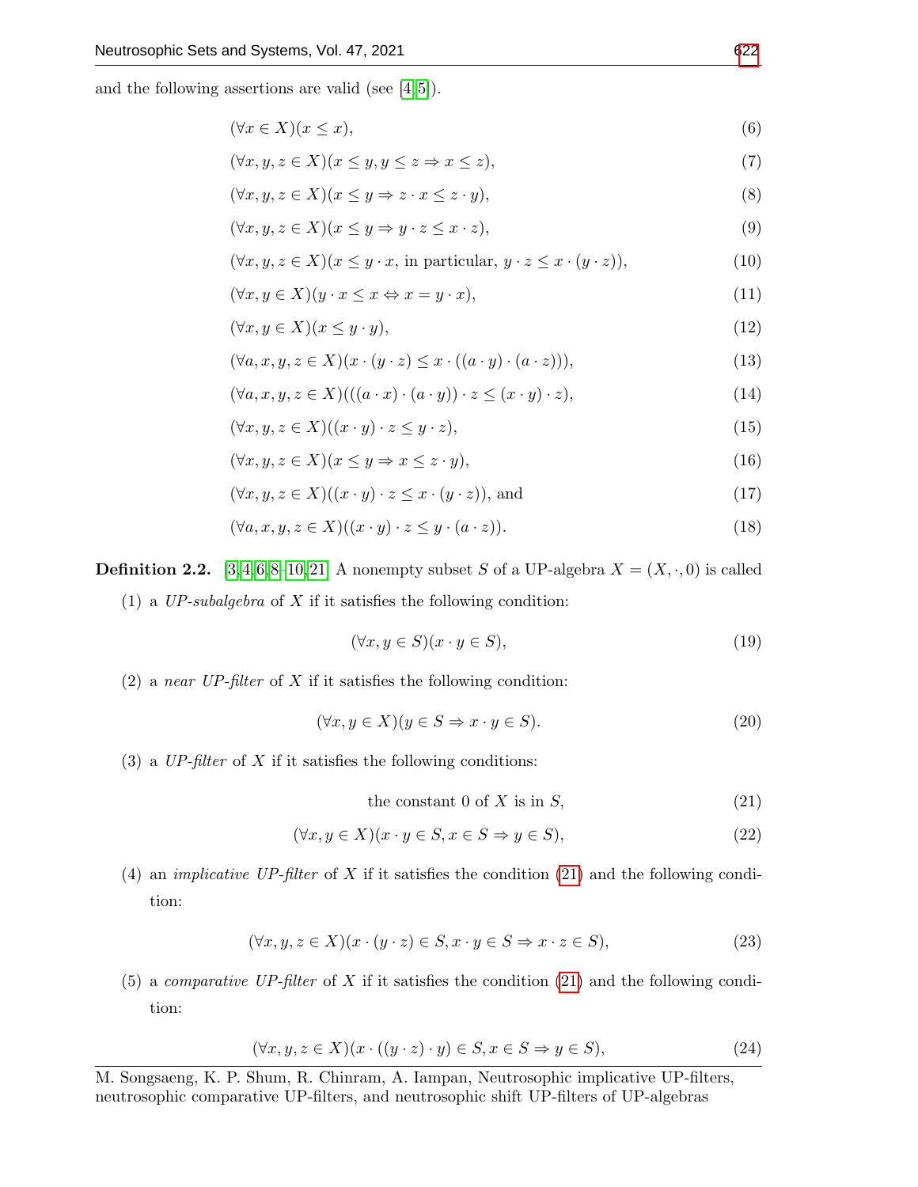and the following assertions are valid (see [4,5]).

$$(\forall x \in X)(x \leq x), \tag{6}$$

$$(\forall x, y, z \in X)(x \leq y, y \leq z \Rightarrow x \leq z), \tag{7}$$

$$(\forall x, y, z \in X)(x \leq y \Rightarrow z \cdot x \leq z \cdot y), \tag{8}$$

$$(\forall x, y, z \in X)(x \leq y \Rightarrow y \cdot z \leq x \cdot z), \tag{9}$$

$$(\forall x, y, z \in X)(x \leq y \cdot x, \text{ in particular, } y \cdot z \leq x \cdot (y \cdot z)), \tag{10}$$

$$(\forall x, y \in X)(y \cdot x \leq x \Leftrightarrow x = y \cdot x), \tag{11}$$

$$(\forall x, y \in X)(x \leq y \cdot y), \tag{12}$$

$$(\forall a, x, y, z \in X)(x \cdot (y \cdot z) \leq x \cdot ((a \cdot y) \cdot (a \cdot z))), \tag{13}$$

$$(\forall a, x, y, z \in X)(((a \cdot x) \cdot (a \cdot y)) \cdot z \leq (x \cdot y) \cdot z), \tag{14}$$

$$(\forall x, y, z \in X)((x \cdot y) \cdot z \leq y \cdot z), \tag{15}$$

$$(\forall x, y, z \in X)(x \leq y \Rightarrow x \leq z \cdot y), \tag{16}$$

$$(\forall x, y, z \in X)((x \cdot y) \cdot z \leq x \cdot (y \cdot z)), \text{ and} \tag{17}$$

$$(\forall a, x, y, z \in X)((x \cdot y) \cdot z \leq y \cdot (a \cdot z)). \tag{18}$$

**Definition 2.2.** [3,4,6,8–10,21] A nonempty subset $S$ of a UP-algebra $X = (X, \cdot, 0)$ is called

(1) a *UP-subalgebra* of $X$ if it satisfies the following condition:

$$(\forall x, y \in S)(x \cdot y \in S), \tag{19}$$

(2) a *near UP-filter* of $X$ if it satisfies the following condition:

$$(\forall x, y \in X)(y \in S \Rightarrow x \cdot y \in S). \tag{20}$$

(3) a *UP-filter* of $X$ if it satisfies the following conditions:

$$\text{the constant } 0 \text{ of } X \text{ is in } S, \tag{21}$$

$$(\forall x, y \in X)(x \cdot y \in S, x \in S \Rightarrow y \in S), \tag{22}$$

(4) an *implicative UP-filter* of $X$ if it satisfies the condition (21) and the following condition:

$$(\forall x, y, z \in X)(x \cdot (y \cdot z) \in S, x \cdot y \in S \Rightarrow x \cdot z \in S), \tag{23}$$

(5) a *comparative UP-filter* of $X$ if it satisfies the condition (21) and the following condition:

$$(\forall x, y, z \in X)(x \cdot ((y \cdot z) \cdot y) \in S, x \in S \Rightarrow y \in S), \tag{24}$$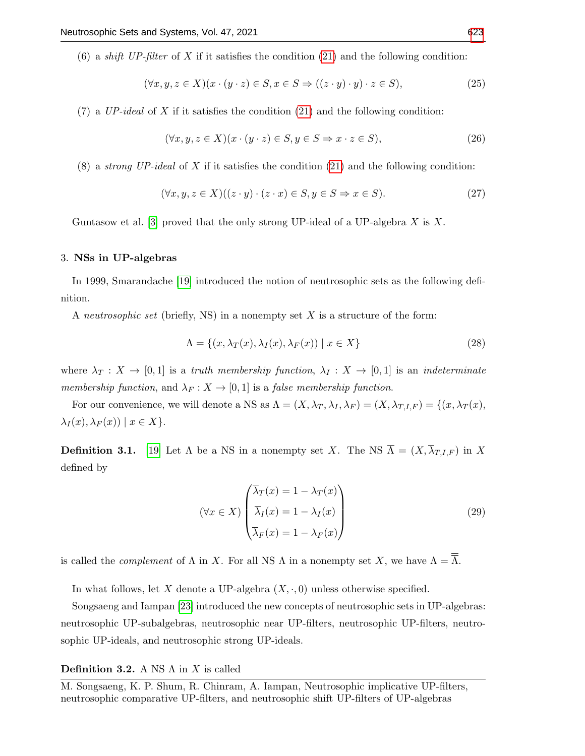(6) a *shift UP-filter* of $X$ if it satisfies the condition (21) and the following condition:

$$(\forall x, y, z \in X)(x \cdot (y \cdot z) \in S, x \in S \Rightarrow ((z \cdot y) \cdot y) \cdot z \in S), \tag{25}$$

(7) a *UP-ideal* of $X$ if it satisfies the condition (21) and the following condition:

$$(\forall x, y, z \in X)(x \cdot (y \cdot z) \in S, y \in S \Rightarrow x \cdot z \in S), \tag{26}$$

(8) a *strong UP-ideal* of $X$ if it satisfies the condition (21) and the following condition:

$$(\forall x, y, z \in X)((z \cdot y) \cdot (z \cdot x) \in S, y \in S \Rightarrow x \in S). \tag{27}$$

Guntasow et al. [3] proved that the only strong UP-ideal of a UP-algebra $X$ is $X$.

## 3. NSs in UP-algebras

In 1999, Smarandache [19] introduced the notion of neutrosophic sets as the following definition.

A *neutrosophic set* (briefly, NS) in a nonempty set $X$ is a structure of the form:

$$\Lambda = \{(x, \lambda_T(x), \lambda_I(x), \lambda_F(x)) \mid x \in X\} \tag{28}$$

where $\lambda_T : X \to [0,1]$ is a *truth membership function*, $\lambda_I : X \to [0,1]$ is an *indeterminate membership function*, and $\lambda_F : X \to [0,1]$ is a *false membership function*.

For our convenience, we will denote a NS as $\Lambda = (X, \lambda_T, \lambda_I, \lambda_F) = (X, \lambda_{T,I,F}) = \{(x, \lambda_T(x), \lambda_I(x), \lambda_F(x)) \mid x \in X\}$.

**Definition 3.1.** [19] Let $\Lambda$ be a NS in a nonempty set $X$. The NS $\overline{\Lambda} = (X, \overline{\lambda}_{T,I,F})$ in $X$ defined by

$$(\forall x \in X) \begin{pmatrix} \overline{\lambda}_T(x) = 1 - \lambda_T(x) \\ \overline{\lambda}_I(x) = 1 - \lambda_I(x) \\ \overline{\lambda}_F(x) = 1 - \lambda_F(x) \end{pmatrix} \tag{29}$$

is called the *complement* of $\Lambda$ in $X$. For all NS $\Lambda$ in a nonempty set $X$, we have $\Lambda = \overline{\overline{\Lambda}}$.

In what follows, let $X$ denote a UP-algebra $(X, \cdot, 0)$ unless otherwise specified.

Songsaeng and Iampan [23] introduced the new concepts of neutrosophic sets in UP-algebras: neutrosophic UP-subalgebras, neutrosophic near UP-filters, neutrosophic UP-filters, neutrosophic UP-ideals, and neutrosophic strong UP-ideals.

**Definition 3.2.** A NS $\Lambda$ in $X$ is called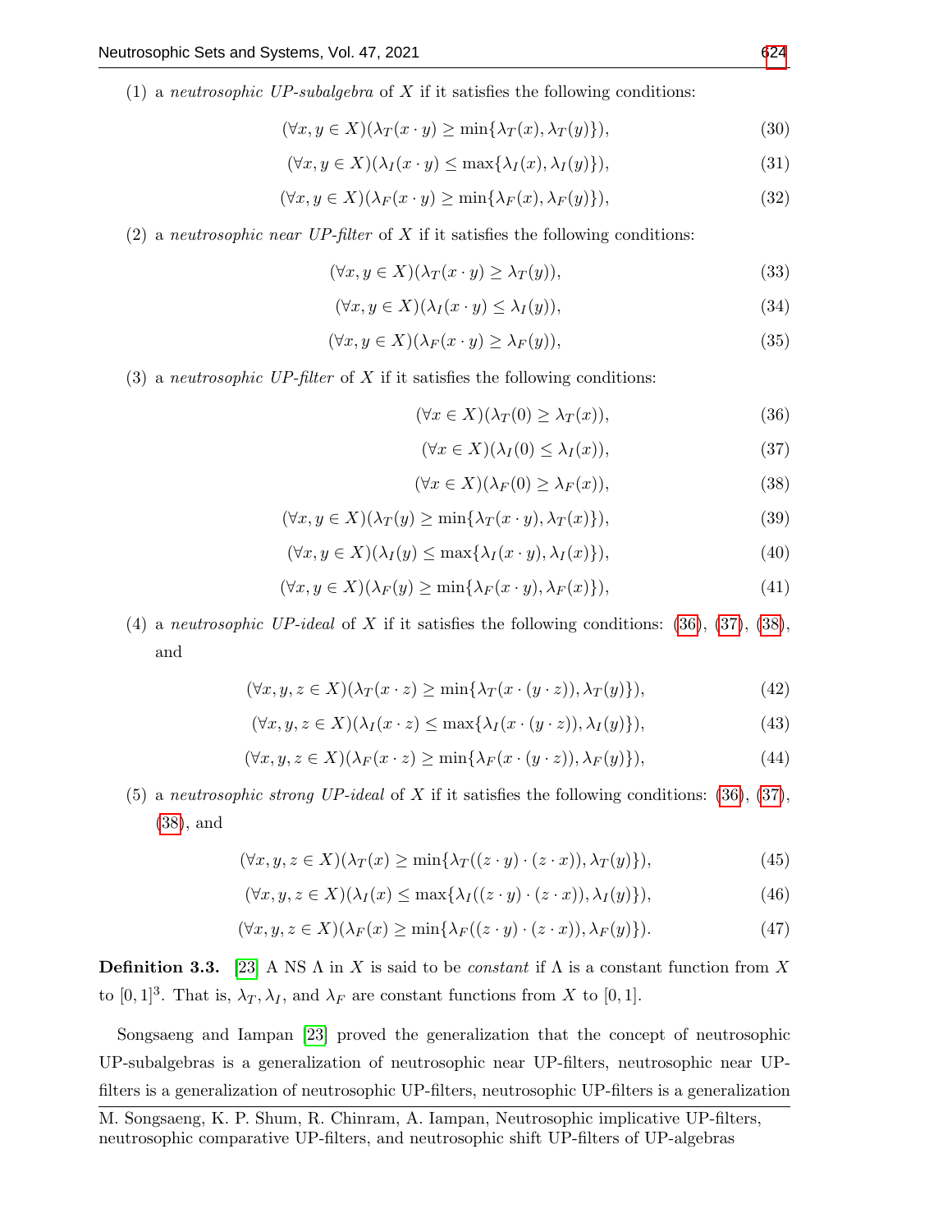(1) a *neutrosophic UP-subalgebra* of $X$ if it satisfies the following conditions:

$$(\forall x, y \in X)(\lambda_T(x \cdot y) \geq \min\{\lambda_T(x), \lambda_T(y)\}), \tag{30}$$

$$(\forall x, y \in X)(\lambda_I(x \cdot y) \leq \max\{\lambda_I(x), \lambda_I(y)\}), \tag{31}$$

$$(\forall x, y \in X)(\lambda_F(x \cdot y) \geq \min\{\lambda_F(x), \lambda_F(y)\}), \tag{32}$$

(2) a *neutrosophic near UP-filter* of $X$ if it satisfies the following conditions:

$$(\forall x, y \in X)(\lambda_T(x \cdot y) \geq \lambda_T(y)), \tag{33}$$

$$(\forall x, y \in X)(\lambda_I(x \cdot y) \leq \lambda_I(y)), \tag{34}$$

$$(\forall x, y \in X)(\lambda_F(x \cdot y) \geq \lambda_F(y)), \tag{35}$$

(3) a *neutrosophic UP-filter* of $X$ if it satisfies the following conditions:

$$(\forall x \in X)(\lambda_T(0) \geq \lambda_T(x)), \tag{36}$$

$$(\forall x \in X)(\lambda_I(0) \leq \lambda_I(x)), \tag{37}$$

$$(\forall x \in X)(\lambda_F(0) \geq \lambda_F(x)), \tag{38}$$

$$(\forall x, y \in X)(\lambda_T(y) \geq \min\{\lambda_T(x \cdot y), \lambda_T(x)\}), \tag{39}$$

$$(\forall x, y \in X)(\lambda_I(y) \leq \max\{\lambda_I(x \cdot y), \lambda_I(x)\}), \tag{40}$$

$$(\forall x, y \in X)(\lambda_F(y) \geq \min\{\lambda_F(x \cdot y), \lambda_F(x)\}), \tag{41}$$

(4) a *neutrosophic UP-ideal* of $X$ if it satisfies the following conditions: (36), (37), (38), and

$$(\forall x, y, z \in X)(\lambda_T(x \cdot z) \geq \min\{\lambda_T(x \cdot (y \cdot z)), \lambda_T(y)\}), \tag{42}$$

$$(\forall x, y, z \in X)(\lambda_I(x \cdot z) \leq \max\{\lambda_I(x \cdot (y \cdot z)), \lambda_I(y)\}), \tag{43}$$

$$(\forall x, y, z \in X)(\lambda_F(x \cdot z) \geq \min\{\lambda_F(x \cdot (y \cdot z)), \lambda_F(y)\}), \tag{44}$$

(5) a *neutrosophic strong UP-ideal* of $X$ if it satisfies the following conditions: (36), (37), (38), and

$$(\forall x, y, z \in X)(\lambda_T(x) \geq \min\{\lambda_T((z \cdot y) \cdot (z \cdot x)), \lambda_T(y)\}), \tag{45}$$

$$(\forall x, y, z \in X)(\lambda_I(x) \leq \max\{\lambda_I((z \cdot y) \cdot (z \cdot x)), \lambda_I(y)\}), \tag{46}$$

$$(\forall x, y, z \in X)(\lambda_F(x) \geq \min\{\lambda_F((z \cdot y) \cdot (z \cdot x)), \lambda_F(y)\}). \tag{47}$$

**Definition 3.3.** [23] A NS $\Lambda$ in $X$ is said to be *constant* if $\Lambda$ is a constant function from $X$ to $[0, 1]^3$. That is, $\lambda_T, \lambda_I$, and $\lambda_F$ are constant functions from $X$ to $[0, 1]$.

Songsaeng and Iampan [23] proved the generalization that the concept of neutrosophic UP-subalgebras is a generalization of neutrosophic near UP-filters, neutrosophic near UP-filters is a generalization of neutrosophic UP-filters, neutrosophic UP-filters is a generalization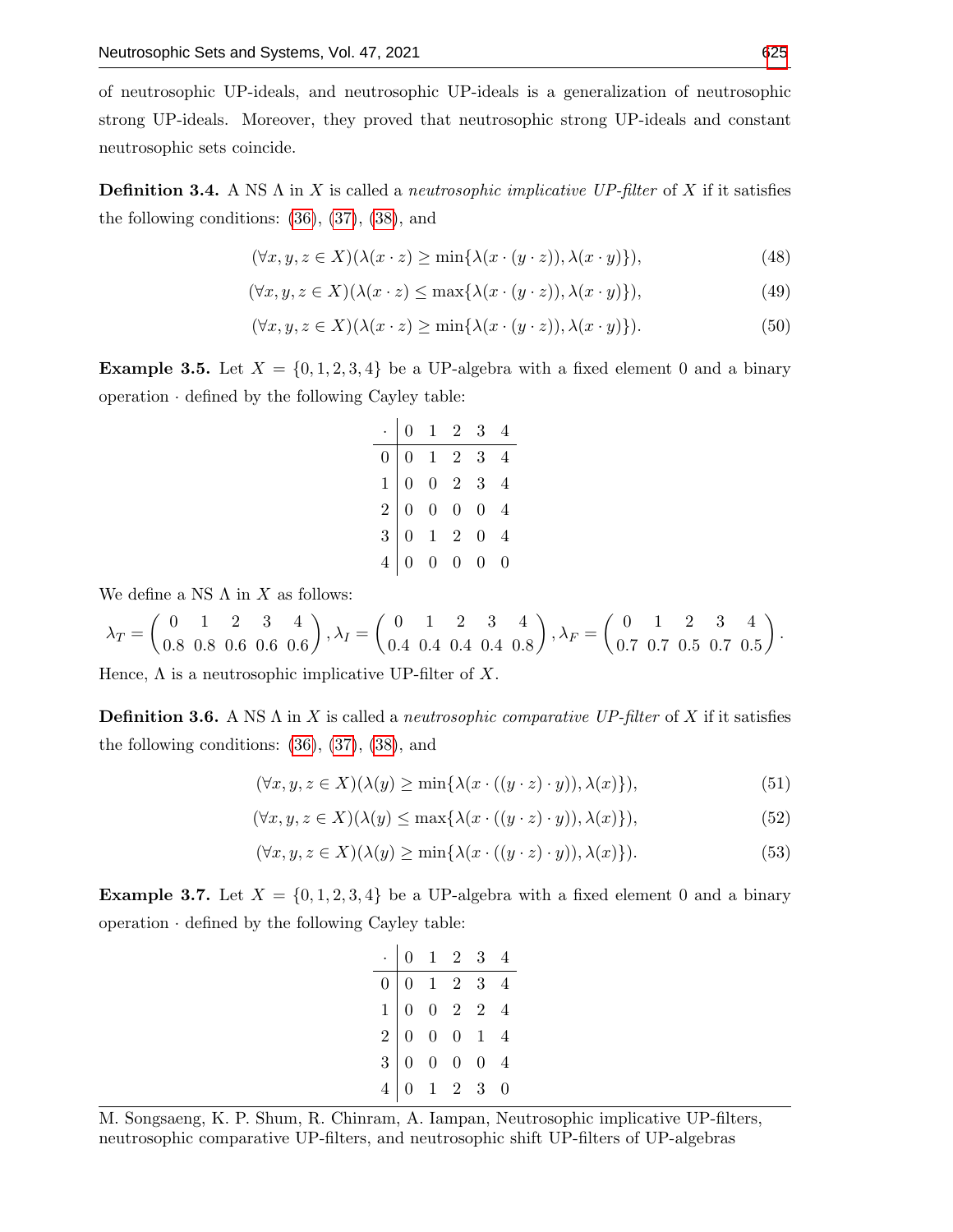of neutrosophic UP-ideals, and neutrosophic UP-ideals is a generalization of neutrosophic strong UP-ideals. Moreover, they proved that neutrosophic strong UP-ideals and constant neutrosophic sets coincide.

**Definition 3.4.** A NS $\Lambda$ in $X$ is called a *neutrosophic implicative UP-filter* of $X$ if it satisfies the following conditions: (36), (37), (38), and

$$(\forall x, y, z \in X)(\lambda(x \cdot z) \geq \min\{\lambda(x \cdot (y \cdot z)), \lambda(x \cdot y)\}), \tag{48}$$

$$(\forall x, y, z \in X)(\lambda(x \cdot z) \leq \max\{\lambda(x \cdot (y \cdot z)), \lambda(x \cdot y)\}), \tag{49}$$

$$(\forall x, y, z \in X)(\lambda(x \cdot z) \geq \min\{\lambda(x \cdot (y \cdot z)), \lambda(x \cdot y)\}). \tag{50}$$

**Example 3.5.** Let $X = \{0, 1, 2, 3, 4\}$ be a UP-algebra with a fixed element 0 and a binary operation $\cdot$ defined by the following Cayley table:

| $\cdot$ | 0 | 1 | 2 | 3 | 4 |
|---|---|---|---|---|---|
| 0 | 0 | 1 | 2 | 3 | 4 |
| 1 | 0 | 0 | 2 | 3 | 4 |
| 2 | 0 | 0 | 0 | 0 | 4 |
| 3 | 0 | 1 | 2 | 0 | 4 |
| 4 | 0 | 0 | 0 | 0 | 0 |

We define a NS $\Lambda$ in $X$ as follows:

$$\lambda_T = \begin{pmatrix} 0 & 1 & 2 & 3 & 4 \\ 0.8 & 0.8 & 0.6 & 0.6 & 0.6 \end{pmatrix}, \lambda_I = \begin{pmatrix} 0 & 1 & 2 & 3 & 4 \\ 0.4 & 0.4 & 0.4 & 0.4 & 0.8 \end{pmatrix}, \lambda_F = \begin{pmatrix} 0 & 1 & 2 & 3 & 4 \\ 0.7 & 0.7 & 0.5 & 0.7 & 0.5 \end{pmatrix}.$$

Hence, $\Lambda$ is a neutrosophic implicative UP-filter of $X$.

**Definition 3.6.** A NS $\Lambda$ in $X$ is called a *neutrosophic comparative UP-filter* of $X$ if it satisfies the following conditions: (36), (37), (38), and

$$(\forall x, y, z \in X)(\lambda(y) \geq \min\{\lambda(x \cdot ((y \cdot z) \cdot y)), \lambda(x)\}), \tag{51}$$

$$(\forall x, y, z \in X)(\lambda(y) \leq \max\{\lambda(x \cdot ((y \cdot z) \cdot y)), \lambda(x)\}), \tag{52}$$

$$(\forall x, y, z \in X)(\lambda(y) \geq \min\{\lambda(x \cdot ((y \cdot z) \cdot y)), \lambda(x)\}). \tag{53}$$

**Example 3.7.** Let $X = \{0, 1, 2, 3, 4\}$ be a UP-algebra with a fixed element 0 and a binary operation $\cdot$ defined by the following Cayley table:

| $\cdot$ | 0 | 1 | 2 | 3 | 4 |
|---|---|---|---|---|---|
| 0 | 0 | 1 | 2 | 3 | 4 |
| 1 | 0 | 0 | 2 | 2 | 4 |
| 2 | 0 | 0 | 0 | 1 | 4 |
| 3 | 0 | 0 | 0 | 0 | 4 |
| 4 | 0 | 1 | 2 | 3 | 0 |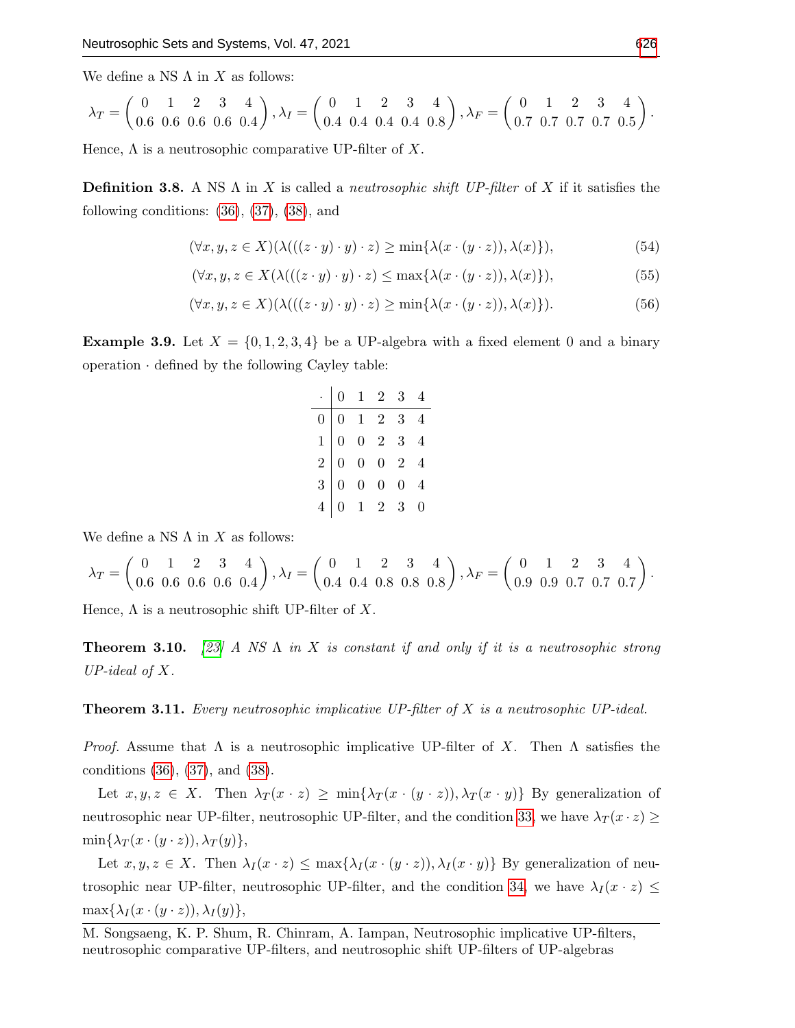We define a NS $\Lambda$ in $X$ as follows:

$$\lambda_T = \begin{pmatrix} 0 & 1 & 2 & 3 & 4 \\ 0.6 & 0.6 & 0.6 & 0.6 & 0.4 \end{pmatrix}, \lambda_I = \begin{pmatrix} 0 & 1 & 2 & 3 & 4 \\ 0.4 & 0.4 & 0.4 & 0.4 & 0.8 \end{pmatrix}, \lambda_F = \begin{pmatrix} 0 & 1 & 2 & 3 & 4 \\ 0.7 & 0.7 & 0.7 & 0.7 & 0.5 \end{pmatrix}.$$

Hence, $\Lambda$ is a neutrosophic comparative UP-filter of $X$.

**Definition 3.8.** A NS $\Lambda$ in $X$ is called a *neutrosophic shift UP-filter* of $X$ if it satisfies the following conditions: (36), (37), (38), and

$$(\forall x, y, z \in X)(\lambda(((z \cdot y) \cdot y) \cdot z) \geq \min\{\lambda(x \cdot (y \cdot z)), \lambda(x)\}), \tag{54}$$

$$(\forall x, y, z \in X(\lambda(((z \cdot y) \cdot y) \cdot z) \leq \max\{\lambda(x \cdot (y \cdot z)), \lambda(x)\}), \tag{55}$$

$$(\forall x, y, z \in X)(\lambda(((z \cdot y) \cdot y) \cdot z) \geq \min\{\lambda(x \cdot (y \cdot z)), \lambda(x)\}). \tag{56}$$

**Example 3.9.** Let $X = \{0, 1, 2, 3, 4\}$ be a UP-algebra with a fixed element 0 and a binary operation $\cdot$ defined by the following Cayley table:

| $\cdot$ | 0 | 1 | 2 | 3 | 4 |
|---|---|---|---|---|---|
| 0 | 0 | 1 | 2 | 3 | 4 |
| 1 | 0 | 0 | 2 | 3 | 4 |
| 2 | 0 | 0 | 0 | 2 | 4 |
| 3 | 0 | 0 | 0 | 0 | 4 |
| 4 | 0 | 1 | 2 | 3 | 0 |

We define a NS $\Lambda$ in $X$ as follows:

$$\lambda_T = \begin{pmatrix} 0 & 1 & 2 & 3 & 4 \\ 0.6 & 0.6 & 0.6 & 0.6 & 0.4 \end{pmatrix}, \lambda_I = \begin{pmatrix} 0 & 1 & 2 & 3 & 4 \\ 0.4 & 0.4 & 0.8 & 0.8 & 0.8 \end{pmatrix}, \lambda_F = \begin{pmatrix} 0 & 1 & 2 & 3 & 4 \\ 0.9 & 0.9 & 0.7 & 0.7 & 0.7 \end{pmatrix}.$$

Hence, $\Lambda$ is a neutrosophic shift UP-filter of $X$.

**Theorem 3.10.** *[23] A NS $\Lambda$ in $X$ is constant if and only if it is a neutrosophic strong UP-ideal of $X$.*

**Theorem 3.11.** *Every neutrosophic implicative UP-filter of $X$ is a neutrosophic UP-ideal.*

*Proof.* Assume that $\Lambda$ is a neutrosophic implicative UP-filter of $X$. Then $\Lambda$ satisfies the conditions (36), (37), and (38).

Let $x, y, z \in X$. Then $\lambda_T(x \cdot z) \geq \min\{\lambda_T(x \cdot (y \cdot z)), \lambda_T(x \cdot y)\}$ By generalization of neutrosophic near UP-filter, neutrosophic UP-filter, and the condition 33, we have $\lambda_T(x \cdot z) \geq \min\{\lambda_T(x \cdot (y \cdot z)), \lambda_T(y)\}$,

Let $x, y, z \in X$. Then $\lambda_I(x \cdot z) \leq \max\{\lambda_I(x \cdot (y \cdot z)), \lambda_I(x \cdot y)\}$ By generalization of neutrosophic near UP-filter, neutrosophic UP-filter, and the condition 34, we have $\lambda_I(x \cdot z) \leq \max\{\lambda_I(x \cdot (y \cdot z)), \lambda_I(y)\}$,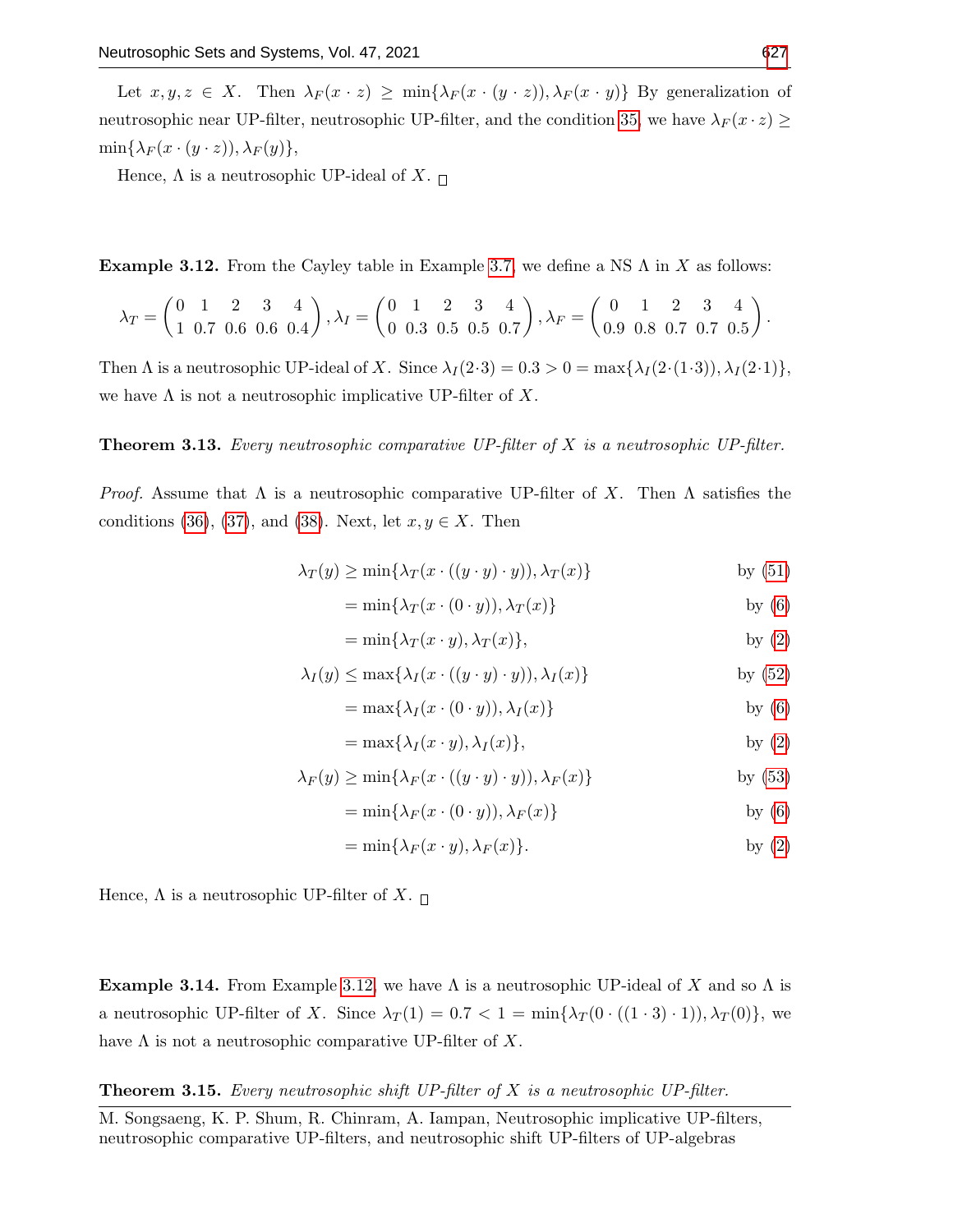Let $x, y, z \in X$. Then $\lambda_F(x \cdot z) \geq \min\{\lambda_F(x \cdot (y \cdot z)), \lambda_F(x \cdot y)\}$ By generalization of neutrosophic near UP-filter, neutrosophic UP-filter, and the condition 35, we have $\lambda_F(x \cdot z) \geq \min\{\lambda_F(x \cdot (y \cdot z)), \lambda_F(y)\}$,

Hence, $\Lambda$ is a neutrosophic UP-ideal of $X$. □

**Example 3.12.** From the Cayley table in Example 3.7, we define a NS $\Lambda$ in $X$ as follows:

$$\lambda_T = \begin{pmatrix} 0 & 1 & 2 & 3 & 4 \\ 1 & 0.7 & 0.6 & 0.6 & 0.4 \end{pmatrix}, \lambda_I = \begin{pmatrix} 0 & 1 & 2 & 3 & 4 \\ 0 & 0.3 & 0.5 & 0.5 & 0.7 \end{pmatrix}, \lambda_F = \begin{pmatrix} 0 & 1 & 2 & 3 & 4 \\ 0.9 & 0.8 & 0.7 & 0.7 & 0.5 \end{pmatrix}.$$

Then $\Lambda$ is a neutrosophic UP-ideal of $X$. Since $\lambda_I(2 \cdot 3) = 0.3 > 0 = \max\{\lambda_I(2 \cdot (1 \cdot 3)), \lambda_I(2 \cdot 1)\}$, we have $\Lambda$ is not a neutrosophic implicative UP-filter of $X$.

**Theorem 3.13.** *Every neutrosophic comparative UP-filter of $X$ is a neutrosophic UP-filter.*

*Proof.* Assume that $\Lambda$ is a neutrosophic comparative UP-filter of $X$. Then $\Lambda$ satisfies the conditions (36), (37), and (38). Next, let $x, y \in X$. Then

$$\begin{aligned}
\lambda_T(y) &\geq \min\{\lambda_T(x \cdot ((y \cdot y) \cdot y)), \lambda_T(x)\} && \text{by (51)} \\
&= \min\{\lambda_T(x \cdot (0 \cdot y)), \lambda_T(x)\} && \text{by (6)} \\
&= \min\{\lambda_T(x \cdot y), \lambda_T(x)\}, && \text{by (2)} \\
\lambda_I(y) &\leq \max\{\lambda_I(x \cdot ((y \cdot y) \cdot y)), \lambda_I(x)\} && \text{by (52)} \\
&= \max\{\lambda_I(x \cdot (0 \cdot y)), \lambda_I(x)\} && \text{by (6)} \\
&= \max\{\lambda_I(x \cdot y), \lambda_I(x)\}, && \text{by (2)} \\
\lambda_F(y) &\geq \min\{\lambda_F(x \cdot ((y \cdot y) \cdot y)), \lambda_F(x)\} && \text{by (53)} \\
&= \min\{\lambda_F(x \cdot (0 \cdot y)), \lambda_F(x)\} && \text{by (6)} \\
&= \min\{\lambda_F(x \cdot y), \lambda_F(x)\}. && \text{by (2)}
\end{aligned}$$

Hence, $\Lambda$ is a neutrosophic UP-filter of $X$. □

**Example 3.14.** From Example 3.12, we have $\Lambda$ is a neutrosophic UP-ideal of $X$ and so $\Lambda$ is a neutrosophic UP-filter of $X$. Since $\lambda_T(1) = 0.7 < 1 = \min\{\lambda_T(0 \cdot ((1 \cdot 3) \cdot 1)), \lambda_T(0)\}$, we have $\Lambda$ is not a neutrosophic comparative UP-filter of $X$.

**Theorem 3.15.** *Every neutrosophic shift UP-filter of $X$ is a neutrosophic UP-filter.*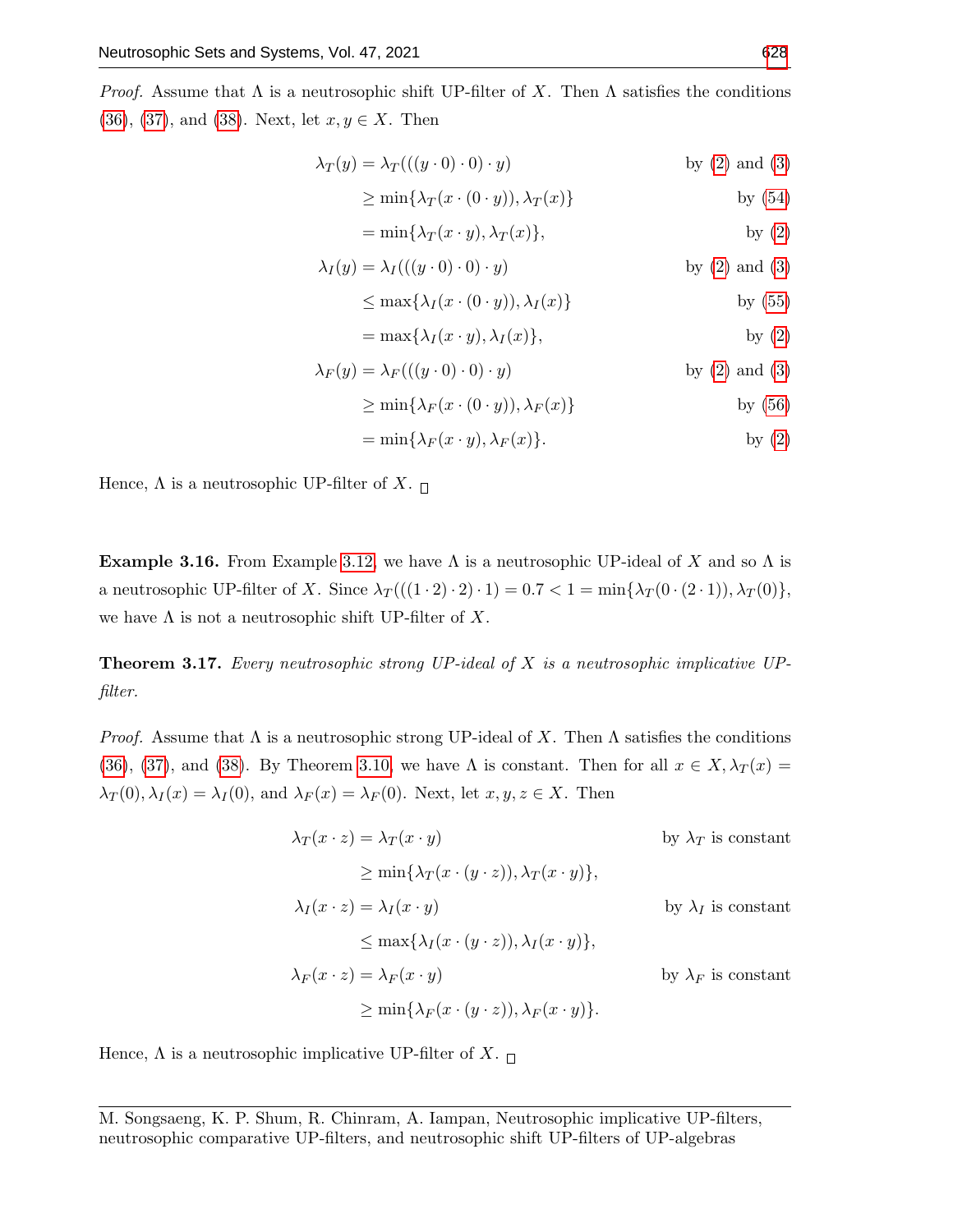*Proof.* Assume that $\Lambda$ is a neutrosophic shift UP-filter of $X$. Then $\Lambda$ satisfies the conditions (36), (37), and (38). Next, let $x, y \in X$. Then

$$
\begin{aligned}
\lambda_T(y) &= \lambda_T(((y \cdot 0) \cdot 0) \cdot y) && \text{by (2) and (3)} \\
&\geq \min\{\lambda_T(x \cdot (0 \cdot y)), \lambda_T(x)\} && \text{by (54)} \\
&= \min\{\lambda_T(x \cdot y), \lambda_T(x)\}, && \text{by (2)} \\
\lambda_I(y) &= \lambda_I(((y \cdot 0) \cdot 0) \cdot y) && \text{by (2) and (3)} \\
&\leq \max\{\lambda_I(x \cdot (0 \cdot y)), \lambda_I(x)\} && \text{by (55)} \\
&= \max\{\lambda_I(x \cdot y), \lambda_I(x)\}, && \text{by (2)} \\
\lambda_F(y) &= \lambda_F(((y \cdot 0) \cdot 0) \cdot y) && \text{by (2) and (3)} \\
&\geq \min\{\lambda_F(x \cdot (0 \cdot y)), \lambda_F(x)\} && \text{by (56)} \\
&= \min\{\lambda_F(x \cdot y), \lambda_F(x)\}. && \text{by (2)}
\end{aligned}
$$

Hence, $\Lambda$ is a neutrosophic UP-filter of $X$. □

**Example 3.16.** From Example 3.12, we have $\Lambda$ is a neutrosophic UP-ideal of $X$ and so $\Lambda$ is a neutrosophic UP-filter of $X$. Since $\lambda_T(((1 \cdot 2) \cdot 2) \cdot 1) = 0.7 < 1 = \min\{\lambda_T(0 \cdot (2 \cdot 1)), \lambda_T(0)\}$, we have $\Lambda$ is not a neutrosophic shift UP-filter of $X$.

**Theorem 3.17.** *Every neutrosophic strong UP-ideal of $X$ is a neutrosophic implicative UP-filter.*

*Proof.* Assume that $\Lambda$ is a neutrosophic strong UP-ideal of $X$. Then $\Lambda$ satisfies the conditions (36), (37), and (38). By Theorem 3.10, we have $\Lambda$ is constant. Then for all $x \in X, \lambda_T(x) = \lambda_T(0), \lambda_I(x) = \lambda_I(0)$, and $\lambda_F(x) = \lambda_F(0)$. Next, let $x, y, z \in X$. Then

$$
\begin{aligned}
\lambda_T(x \cdot z) &= \lambda_T(x \cdot y) && \text{by } \lambda_T \text{ is constant} \\
&\geq \min\{\lambda_T(x \cdot (y \cdot z)), \lambda_T(x \cdot y)\}, \\
\lambda_I(x \cdot z) &= \lambda_I(x \cdot y) && \text{by } \lambda_I \text{ is constant} \\
&\leq \max\{\lambda_I(x \cdot (y \cdot z)), \lambda_I(x \cdot y)\}, \\
\lambda_F(x \cdot z) &= \lambda_F(x \cdot y) && \text{by } \lambda_F \text{ is constant} \\
&\geq \min\{\lambda_F(x \cdot (y \cdot z)), \lambda_F(x \cdot y)\}.
\end{aligned}
$$

Hence, $\Lambda$ is a neutrosophic implicative UP-filter of $X$. □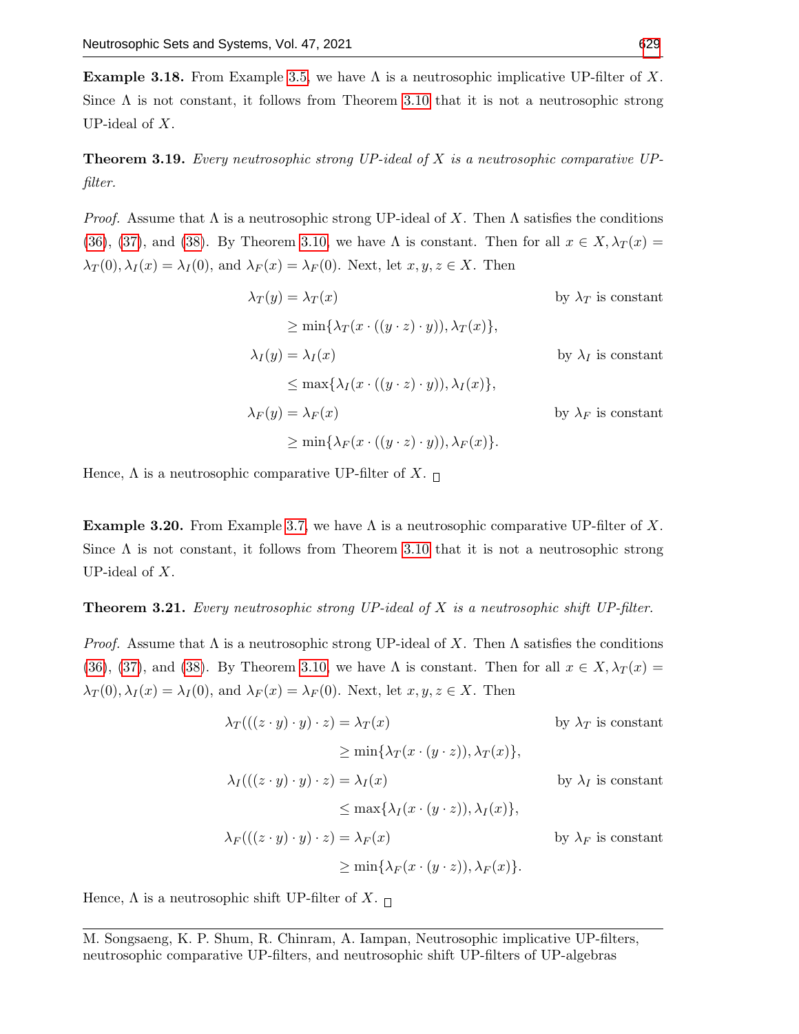**Example 3.18.** From Example 3.5, we have $\Lambda$ is a neutrosophic implicative UP-filter of $X$. Since $\Lambda$ is not constant, it follows from Theorem 3.10 that it is not a neutrosophic strong UP-ideal of $X$.

**Theorem 3.19.** *Every neutrosophic strong UP-ideal of $X$ is a neutrosophic comparative UP-filter.*

*Proof.* Assume that $\Lambda$ is a neutrosophic strong UP-ideal of $X$. Then $\Lambda$ satisfies the conditions (36), (37), and (38). By Theorem 3.10, we have $\Lambda$ is constant. Then for all $x \in X, \lambda_T(x) = \lambda_T(0), \lambda_I(x) = \lambda_I(0)$, and $\lambda_F(x) = \lambda_F(0)$. Next, let $x, y, z \in X$. Then

$$
\begin{aligned}
\lambda_T(y) &= \lambda_T(x) && \text{by } \lambda_T \text{ is constant} \\
&\geq \min\{\lambda_T(x \cdot ((y \cdot z) \cdot y)), \lambda_T(x)\}, \\
\lambda_I(y) &= \lambda_I(x) && \text{by } \lambda_I \text{ is constant} \\
&\leq \max\{\lambda_I(x \cdot ((y \cdot z) \cdot y)), \lambda_I(x)\}, \\
\lambda_F(y) &= \lambda_F(x) && \text{by } \lambda_F \text{ is constant} \\
&\geq \min\{\lambda_F(x \cdot ((y \cdot z) \cdot y)), \lambda_F(x)\}.
\end{aligned}
$$

Hence, $\Lambda$ is a neutrosophic comparative UP-filter of $X$. $\square$

**Example 3.20.** From Example 3.7, we have $\Lambda$ is a neutrosophic comparative UP-filter of $X$. Since $\Lambda$ is not constant, it follows from Theorem 3.10 that it is not a neutrosophic strong UP-ideal of $X$.

**Theorem 3.21.** *Every neutrosophic strong UP-ideal of $X$ is a neutrosophic shift UP-filter.*

*Proof.* Assume that $\Lambda$ is a neutrosophic strong UP-ideal of $X$. Then $\Lambda$ satisfies the conditions (36), (37), and (38). By Theorem 3.10, we have $\Lambda$ is constant. Then for all $x \in X, \lambda_T(x) = \lambda_T(0), \lambda_I(x) = \lambda_I(0)$, and $\lambda_F(x) = \lambda_F(0)$. Next, let $x, y, z \in X$. Then

$$
\begin{aligned}
\lambda_T(((z \cdot y) \cdot y) \cdot z) &= \lambda_T(x) && \text{by } \lambda_T \text{ is constant} \\
&\geq \min\{\lambda_T(x \cdot (y \cdot z)), \lambda_T(x)\}, \\
\lambda_I(((z \cdot y) \cdot y) \cdot z) &= \lambda_I(x) && \text{by } \lambda_I \text{ is constant} \\
&\leq \max\{\lambda_I(x \cdot (y \cdot z)), \lambda_I(x)\}, \\
\lambda_F(((z \cdot y) \cdot y) \cdot z) &= \lambda_F(x) && \text{by } \lambda_F \text{ is constant} \\
&\geq \min\{\lambda_F(x \cdot (y \cdot z)), \lambda_F(x)\}.
\end{aligned}
$$

Hence, $\Lambda$ is a neutrosophic shift UP-filter of $X$. $\square$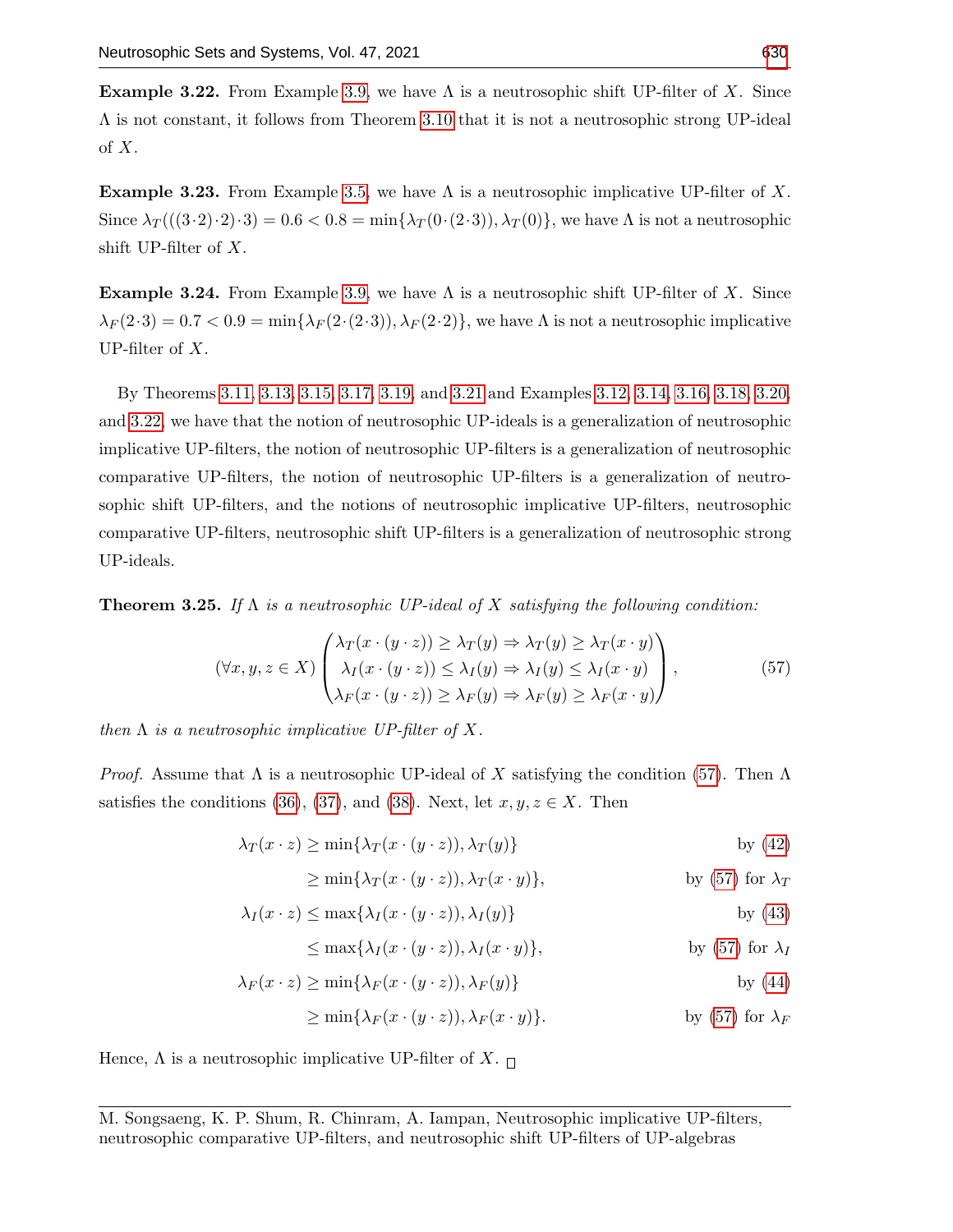**Example 3.22.** From Example 3.9, we have $\Lambda$ is a neutrosophic shift UP-filter of $X$. Since $\Lambda$ is not constant, it follows from Theorem 3.10 that it is not a neutrosophic strong UP-ideal of $X$.

**Example 3.23.** From Example 3.5, we have $\Lambda$ is a neutrosophic implicative UP-filter of $X$. Since $\lambda_T(((3\cdot 2)\cdot 2)\cdot 3) = 0.6 < 0.8 = \min\{\lambda_T(0\cdot(2\cdot 3)), \lambda_T(0)\}$, we have $\Lambda$ is not a neutrosophic shift UP-filter of $X$.

**Example 3.24.** From Example 3.9, we have $\Lambda$ is a neutrosophic shift UP-filter of $X$. Since $\lambda_F(2\cdot 3) = 0.7 < 0.9 = \min\{\lambda_F(2\cdot(2\cdot 3)), \lambda_F(2\cdot 2)\}$, we have $\Lambda$ is not a neutrosophic implicative UP-filter of $X$.

By Theorems 3.11, 3.13, 3.15, 3.17, 3.19, and 3.21 and Examples 3.12, 3.14, 3.16, 3.18, 3.20, and 3.22, we have that the notion of neutrosophic UP-ideals is a generalization of neutrosophic implicative UP-filters, the notion of neutrosophic UP-filters is a generalization of neutrosophic comparative UP-filters, the notion of neutrosophic UP-filters is a generalization of neutrosophic shift UP-filters, and the notions of neutrosophic implicative UP-filters, neutrosophic comparative UP-filters, neutrosophic shift UP-filters is a generalization of neutrosophic strong UP-ideals.

**Theorem 3.25.** *If $\Lambda$ is a neutrosophic UP-ideal of $X$ satisfying the following condition:*

$$(\forall x, y, z \in X)\begin{pmatrix} \lambda_T(x\cdot(y\cdot z)) \geq \lambda_T(y) \Rightarrow \lambda_T(y) \geq \lambda_T(x\cdot y) \\ \lambda_I(x\cdot(y\cdot z)) \leq \lambda_I(y) \Rightarrow \lambda_I(y) \leq \lambda_I(x\cdot y) \\ \lambda_F(x\cdot(y\cdot z)) \geq \lambda_F(y) \Rightarrow \lambda_F(y) \geq \lambda_F(x\cdot y) \end{pmatrix}, \tag{57}$$

*then $\Lambda$ is a neutrosophic implicative UP-filter of $X$.*

*Proof.* Assume that $\Lambda$ is a neutrosophic UP-ideal of $X$ satisfying the condition (57). Then $\Lambda$ satisfies the conditions (36), (37), and (38). Next, let $x, y, z \in X$. Then

$$\begin{aligned}
\lambda_T(x\cdot z) &\geq \min\{\lambda_T(x\cdot(y\cdot z)), \lambda_T(y)\} && \text{by (42)}\\
&\geq \min\{\lambda_T(x\cdot(y\cdot z)), \lambda_T(x\cdot y)\}, && \text{by (57) for } \lambda_T\\
\lambda_I(x\cdot z) &\leq \max\{\lambda_I(x\cdot(y\cdot z)), \lambda_I(y)\} && \text{by (43)}\\
&\leq \max\{\lambda_I(x\cdot(y\cdot z)), \lambda_I(x\cdot y)\}, && \text{by (57) for } \lambda_I\\
\lambda_F(x\cdot z) &\geq \min\{\lambda_F(x\cdot(y\cdot z)), \lambda_F(y)\} && \text{by (44)}\\
&\geq \min\{\lambda_F(x\cdot(y\cdot z)), \lambda_F(x\cdot y)\}. && \text{by (57) for } \lambda_F
\end{aligned}$$

Hence, $\Lambda$ is a neutrosophic implicative UP-filter of $X$. $\square$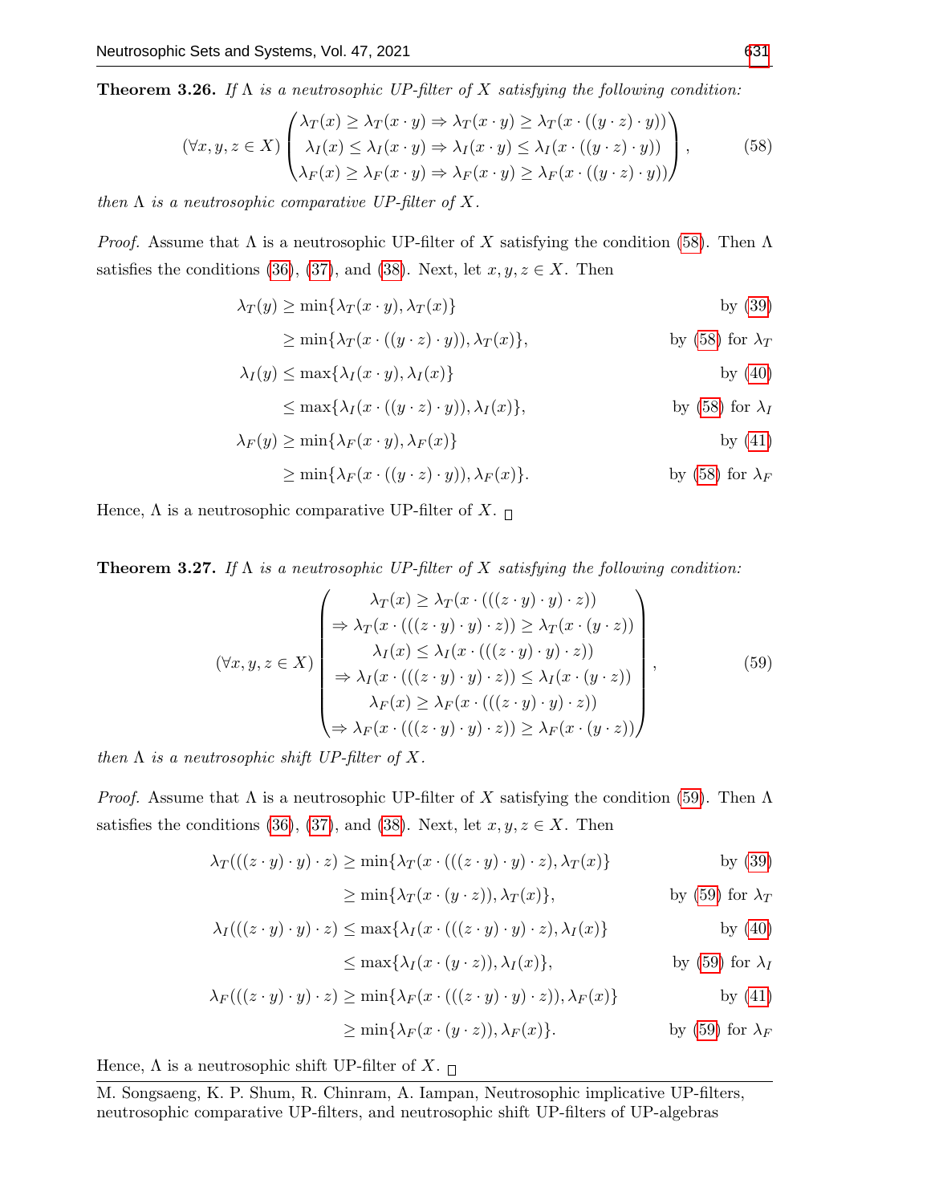**Theorem 3.26.** *If $\Lambda$ is a neutrosophic UP-filter of $X$ satisfying the following condition:*

$$(\forall x, y, z \in X)\begin{pmatrix} \lambda_T(x) \geq \lambda_T(x \cdot y) \Rightarrow \lambda_T(x \cdot y) \geq \lambda_T(x \cdot ((y \cdot z) \cdot y)) \\ \lambda_I(x) \leq \lambda_I(x \cdot y) \Rightarrow \lambda_I(x \cdot y) \leq \lambda_I(x \cdot ((y \cdot z) \cdot y)) \\ \lambda_F(x) \geq \lambda_F(x \cdot y) \Rightarrow \lambda_F(x \cdot y) \geq \lambda_F(x \cdot ((y \cdot z) \cdot y)) \end{pmatrix}, \tag{58}$$

*then $\Lambda$ is a neutrosophic comparative UP-filter of $X$.*

*Proof.* Assume that $\Lambda$ is a neutrosophic UP-filter of $X$ satisfying the condition (58). Then $\Lambda$ satisfies the conditions (36), (37), and (38). Next, let $x, y, z \in X$. Then

$$\begin{aligned}
\lambda_T(y) &\geq \min\{\lambda_T(x \cdot y), \lambda_T(x)\} && \text{by (39)} \\
&\geq \min\{\lambda_T(x \cdot ((y \cdot z) \cdot y)), \lambda_T(x)\}, && \text{by (58) for } \lambda_T \\
\lambda_I(y) &\leq \max\{\lambda_I(x \cdot y), \lambda_I(x)\} && \text{by (40)} \\
&\leq \max\{\lambda_I(x \cdot ((y \cdot z) \cdot y)), \lambda_I(x)\}, && \text{by (58) for } \lambda_I \\
\lambda_F(y) &\geq \min\{\lambda_F(x \cdot y), \lambda_F(x)\} && \text{by (41)} \\
&\geq \min\{\lambda_F(x \cdot ((y \cdot z) \cdot y)), \lambda_F(x)\}. && \text{by (58) for } \lambda_F
\end{aligned}$$

Hence, $\Lambda$ is a neutrosophic comparative UP-filter of $X$. $\square$

**Theorem 3.27.** *If $\Lambda$ is a neutrosophic UP-filter of $X$ satisfying the following condition:*

$$(\forall x, y, z \in X)\begin{pmatrix} \lambda_T(x) \geq \lambda_T(x \cdot (((z \cdot y) \cdot y) \cdot z)) \\ \Rightarrow \lambda_T(x \cdot (((z \cdot y) \cdot y) \cdot z)) \geq \lambda_T(x \cdot (y \cdot z)) \\ \lambda_I(x) \leq \lambda_I(x \cdot (((z \cdot y) \cdot y) \cdot z)) \\ \Rightarrow \lambda_I(x \cdot (((z \cdot y) \cdot y) \cdot z)) \leq \lambda_I(x \cdot (y \cdot z)) \\ \lambda_F(x) \geq \lambda_F(x \cdot (((z \cdot y) \cdot y) \cdot z)) \\ \Rightarrow \lambda_F(x \cdot (((z \cdot y) \cdot y) \cdot z)) \geq \lambda_F(x \cdot (y \cdot z)) \end{pmatrix}, \tag{59}$$

*then $\Lambda$ is a neutrosophic shift UP-filter of $X$.*

*Proof.* Assume that $\Lambda$ is a neutrosophic UP-filter of $X$ satisfying the condition (59). Then $\Lambda$ satisfies the conditions (36), (37), and (38). Next, let $x, y, z \in X$. Then

$$\begin{aligned}
\lambda_T(((z \cdot y) \cdot y) \cdot z) &\geq \min\{\lambda_T(x \cdot (((z \cdot y) \cdot y) \cdot z), \lambda_T(x)\} && \text{by (39)} \\
&\geq \min\{\lambda_T(x \cdot (y \cdot z)), \lambda_T(x)\}, && \text{by (59) for } \lambda_T \\
\lambda_I(((z \cdot y) \cdot y) \cdot z) &\leq \max\{\lambda_I(x \cdot (((z \cdot y) \cdot y) \cdot z), \lambda_I(x)\} && \text{by (40)} \\
&\leq \max\{\lambda_I(x \cdot (y \cdot z)), \lambda_I(x)\}, && \text{by (59) for } \lambda_I \\
\lambda_F(((z \cdot y) \cdot y) \cdot z) &\geq \min\{\lambda_F(x \cdot (((z \cdot y) \cdot y) \cdot z)), \lambda_F(x)\} && \text{by (41)} \\
&\geq \min\{\lambda_F(x \cdot (y \cdot z)), \lambda_F(x)\}. && \text{by (59) for } \lambda_F
\end{aligned}$$

Hence, $\Lambda$ is a neutrosophic shift UP-filter of $X$. $\square$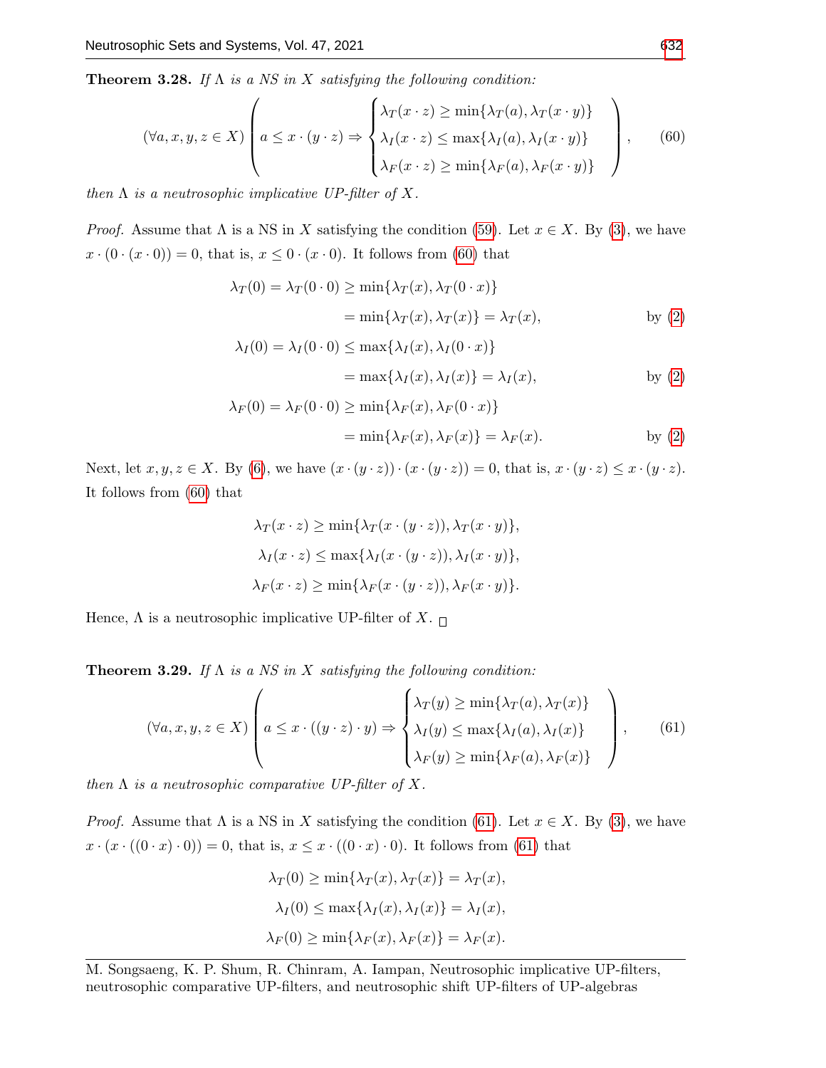**Theorem 3.28.** *If $\Lambda$ is a NS in $X$ satisfying the following condition:*

$$
(\forall a, x, y, z \in X) \left( a \leq x \cdot (y \cdot z) \Rightarrow \begin{cases} \lambda_T(x \cdot z) \geq \min\{\lambda_T(a), \lambda_T(x \cdot y)\} \\ \lambda_I(x \cdot z) \leq \max\{\lambda_I(a), \lambda_I(x \cdot y)\} \\ \lambda_F(x \cdot z) \geq \min\{\lambda_F(a), \lambda_F(x \cdot y)\} \end{cases} \right), \tag{60}
$$

*then $\Lambda$ is a neutrosophic implicative UP-filter of $X$.*

*Proof.* Assume that $\Lambda$ is a NS in $X$ satisfying the condition (59). Let $x \in X$. By (3), we have $x \cdot (0 \cdot (x \cdot 0)) = 0$, that is, $x \leq 0 \cdot (x \cdot 0)$. It follows from (60) that

$$
\begin{aligned}
\lambda_T(0) = \lambda_T(0 \cdot 0) &\geq \min\{\lambda_T(x), \lambda_T(0 \cdot x)\} \\
&= \min\{\lambda_T(x), \lambda_T(x)\} = \lambda_T(x), && \text{by (2)} \\
\lambda_I(0) = \lambda_I(0 \cdot 0) &\leq \max\{\lambda_I(x), \lambda_I(0 \cdot x)\} \\
&= \max\{\lambda_I(x), \lambda_I(x)\} = \lambda_I(x), && \text{by (2)} \\
\lambda_F(0) = \lambda_F(0 \cdot 0) &\geq \min\{\lambda_F(x), \lambda_F(0 \cdot x)\} \\
&= \min\{\lambda_F(x), \lambda_F(x)\} = \lambda_F(x). && \text{by (2)}
\end{aligned}
$$

Next, let $x, y, z \in X$. By (6), we have $(x \cdot (y \cdot z)) \cdot (x \cdot (y \cdot z)) = 0$, that is, $x \cdot (y \cdot z) \leq x \cdot (y \cdot z)$. It follows from (60) that

$$
\begin{aligned}
\lambda_T(x \cdot z) &\geq \min\{\lambda_T(x \cdot (y \cdot z)), \lambda_T(x \cdot y)\}, \\
\lambda_I(x \cdot z) &\leq \max\{\lambda_I(x \cdot (y \cdot z)), \lambda_I(x \cdot y)\}, \\
\lambda_F(x \cdot z) &\geq \min\{\lambda_F(x \cdot (y \cdot z)), \lambda_F(x \cdot y)\}.
\end{aligned}
$$

Hence, $\Lambda$ is a neutrosophic implicative UP-filter of $X$. □

**Theorem 3.29.** *If $\Lambda$ is a NS in $X$ satisfying the following condition:*

$$
(\forall a, x, y, z \in X) \left( a \leq x \cdot ((y \cdot z) \cdot y) \Rightarrow \begin{cases} \lambda_T(y) \geq \min\{\lambda_T(a), \lambda_T(x)\} \\ \lambda_I(y) \leq \max\{\lambda_I(a), \lambda_I(x)\} \\ \lambda_F(y) \geq \min\{\lambda_F(a), \lambda_F(x)\} \end{cases} \right), \tag{61}
$$

*then $\Lambda$ is a neutrosophic comparative UP-filter of $X$.*

*Proof.* Assume that $\Lambda$ is a NS in $X$ satisfying the condition (61). Let $x \in X$. By (3), we have $x \cdot (x \cdot ((0 \cdot x) \cdot 0)) = 0$, that is, $x \leq x \cdot ((0 \cdot x) \cdot 0)$. It follows from (61) that

$$
\begin{aligned}
\lambda_T(0) &\geq \min\{\lambda_T(x), \lambda_T(x)\} = \lambda_T(x), \\
\lambda_I(0) &\leq \max\{\lambda_I(x), \lambda_I(x)\} = \lambda_I(x), \\
\lambda_F(0) &\geq \min\{\lambda_F(x), \lambda_F(x)\} = \lambda_F(x).
\end{aligned}
$$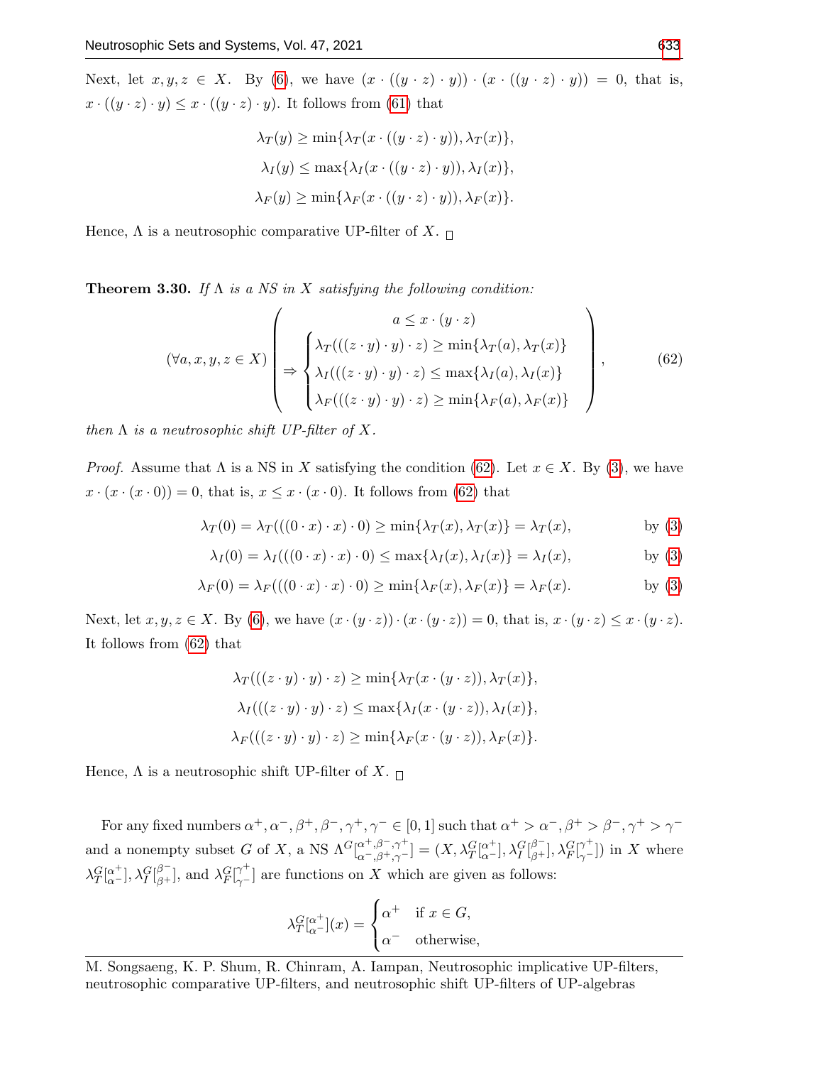Next, let $x, y, z \in X$. By (6), we have $(x \cdot ((y \cdot z) \cdot y)) \cdot (x \cdot ((y \cdot z) \cdot y)) = 0$, that is, $x \cdot ((y \cdot z) \cdot y) \leq x \cdot ((y \cdot z) \cdot y)$. It follows from (61) that

$$\lambda_T(y) \geq \min\{\lambda_T(x \cdot ((y \cdot z) \cdot y)), \lambda_T(x)\},$$
$$\lambda_I(y) \leq \max\{\lambda_I(x \cdot ((y \cdot z) \cdot y)), \lambda_I(x)\},$$
$$\lambda_F(y) \geq \min\{\lambda_F(x \cdot ((y \cdot z) \cdot y)), \lambda_F(x)\}.$$

Hence, $\Lambda$ is a neutrosophic comparative UP-filter of $X$. $\square$

**Theorem 3.30.** *If $\Lambda$ is a NS in $X$ satisfying the following condition:*

$$(\forall a, x, y, z \in X)\left(\begin{array}{c} a \leq x \cdot (y \cdot z) \\ \Rightarrow \begin{cases} \lambda_T(((z \cdot y) \cdot y) \cdot z) \geq \min\{\lambda_T(a), \lambda_T(x)\} \\ \lambda_I(((z \cdot y) \cdot y) \cdot z) \leq \max\{\lambda_I(a), \lambda_I(x)\} \\ \lambda_F(((z \cdot y) \cdot y) \cdot z) \geq \min\{\lambda_F(a), \lambda_F(x)\} \end{cases} \end{array}\right), \tag{62}$$

*then $\Lambda$ is a neutrosophic shift UP-filter of $X$.*

*Proof.* Assume that $\Lambda$ is a NS in $X$ satisfying the condition (62). Let $x \in X$. By (3), we have $x \cdot (x \cdot (x \cdot 0)) = 0$, that is, $x \leq x \cdot (x \cdot 0)$. It follows from (62) that

$$\lambda_T(0) = \lambda_T(((0 \cdot x) \cdot x) \cdot 0) \geq \min\{\lambda_T(x), \lambda_T(x)\} = \lambda_T(x), \qquad \text{by (3)}$$
$$\lambda_I(0) = \lambda_I(((0 \cdot x) \cdot x) \cdot 0) \leq \max\{\lambda_I(x), \lambda_I(x)\} = \lambda_I(x), \qquad \text{by (3)}$$
$$\lambda_F(0) = \lambda_F(((0 \cdot x) \cdot x) \cdot 0) \geq \min\{\lambda_F(x), \lambda_F(x)\} = \lambda_F(x). \qquad \text{by (3)}$$

Next, let $x, y, z \in X$. By (6), we have $(x \cdot (y \cdot z)) \cdot (x \cdot (y \cdot z)) = 0$, that is, $x \cdot (y \cdot z) \leq x \cdot (y \cdot z)$. It follows from (62) that

$$\lambda_T(((z \cdot y) \cdot y) \cdot z) \geq \min\{\lambda_T(x \cdot (y \cdot z)), \lambda_T(x)\},$$
$$\lambda_I(((z \cdot y) \cdot y) \cdot z) \leq \max\{\lambda_I(x \cdot (y \cdot z)), \lambda_I(x)\},$$
$$\lambda_F(((z \cdot y) \cdot y) \cdot z) \geq \min\{\lambda_F(x \cdot (y \cdot z)), \lambda_F(x)\}.$$

Hence, $\Lambda$ is a neutrosophic shift UP-filter of $X$. $\square$

For any fixed numbers $\alpha^+, \alpha^-, \beta^+, \beta^-, \gamma^+, \gamma^- \in [0, 1]$ such that $\alpha^+ > \alpha^-, \beta^+ > \beta^-, \gamma^+ > \gamma^-$ and a nonempty subset $G$ of $X$, a NS $\Lambda^G[^{\alpha^+, \beta^-, \gamma^+}_{\alpha^-, \beta^+, \gamma^-}] = (X, \lambda_T^G[^{\alpha^+}_{\alpha^-}], \lambda_I^G[^{\beta^-}_{\beta^+}], \lambda_F^G[^{\gamma^+}_{\gamma^-}])$ in $X$ where $\lambda_T^G[^{\alpha^+}_{\alpha^-}], \lambda_I^G[^{\beta^-}_{\beta^+}]$, and $\lambda_F^G[^{\gamma^+}_{\gamma^-}]$ are functions on $X$ which are given as follows:

$$\lambda_T^G[^{\alpha^+}_{\alpha^-}](x) = \begin{cases} \alpha^+ & \text{if } x \in G, \\ \alpha^- & \text{otherwise,} \end{cases}$$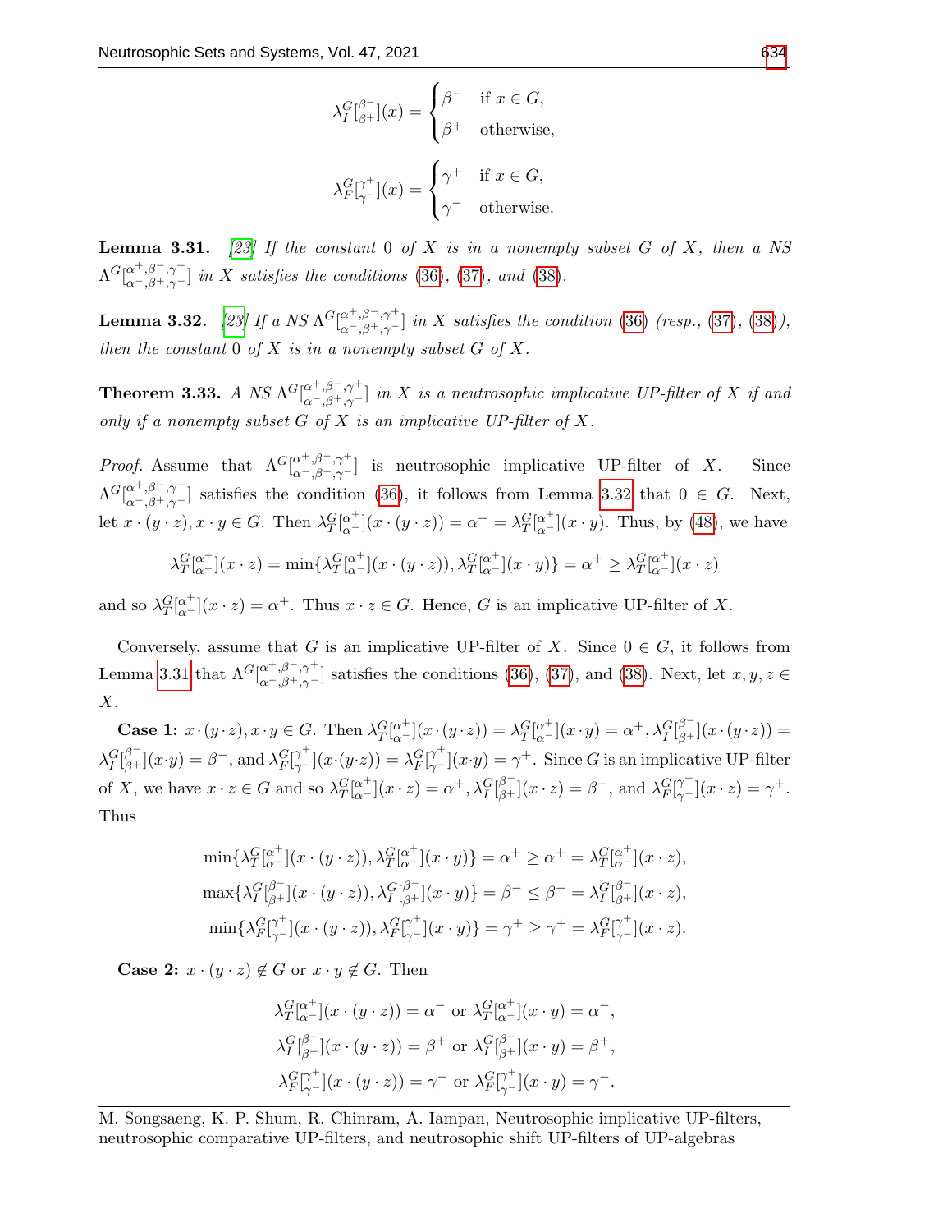$$\lambda_I^G[^{\beta^-}_{\beta^+}](x) = \begin{cases} \beta^- & \text{if } x \in G, \\ \beta^+ & \text{otherwise,} \end{cases}$$

$$\lambda_F^G[^{\gamma^+}_{\gamma^-}](x) = \begin{cases} \gamma^+ & \text{if } x \in G, \\ \gamma^- & \text{otherwise.} \end{cases}$$

**Lemma 3.31.** *[23] If the constant 0 of $X$ is in a nonempty subset $G$ of $X$, then a NS $\Lambda^G[^{\alpha^+,\beta^-,\gamma^+}_{\alpha^-,\beta^+,\gamma^-}]$ in $X$ satisfies the conditions (36), (37), and (38).*

**Lemma 3.32.** *[23] If a NS $\Lambda^G[^{\alpha^+,\beta^-,\gamma^+}_{\alpha^-,\beta^+,\gamma^-}]$ in $X$ satisfies the condition (36) (resp., (37), (38)), then the constant 0 of $X$ is in a nonempty subset $G$ of $X$.*

**Theorem 3.33.** *A NS $\Lambda^G[^{\alpha^+,\beta^-,\gamma^+}_{\alpha^-,\beta^+,\gamma^-}]$ in $X$ is a neutrosophic implicative UP-filter of $X$ if and only if a nonempty subset $G$ of $X$ is an implicative UP-filter of $X$.*

*Proof.* Assume that $\Lambda^G[^{\alpha^+,\beta^-,\gamma^+}_{\alpha^-,\beta^+,\gamma^-}]$ is neutrosophic implicative UP-filter of $X$. Since $\Lambda^G[^{\alpha^+,\beta^-,\gamma^+}_{\alpha^-,\beta^+,\gamma^-}]$ satisfies the condition (36), it follows from Lemma 3.32 that $0 \in G$. Next, let $x \cdot (y \cdot z), x \cdot y \in G$. Then $\lambda_T^G[^{\alpha^+}_{\alpha^-}](x \cdot (y \cdot z)) = \alpha^+ = \lambda_T^G[^{\alpha^+}_{\alpha^-}](x \cdot y)$. Thus, by (48), we have

$$\lambda_T^G[^{\alpha^+}_{\alpha^-}](x \cdot z) = \min\{\lambda_T^G[^{\alpha^+}_{\alpha^-}](x \cdot (y \cdot z)), \lambda_T^G[^{\alpha^+}_{\alpha^-}](x \cdot y)\} = \alpha^+ \geq \lambda_T^G[^{\alpha^+}_{\alpha^-}](x \cdot z)$$

and so $\lambda_T^G[^{\alpha^+}_{\alpha^-}](x \cdot z) = \alpha^+$. Thus $x \cdot z \in G$. Hence, $G$ is an implicative UP-filter of $X$.

Conversely, assume that $G$ is an implicative UP-filter of $X$. Since $0 \in G$, it follows from Lemma 3.31 that $\Lambda^G[^{\alpha^+,\beta^-,\gamma^+}_{\alpha^-,\beta^+,\gamma^-}]$ satisfies the conditions (36), (37), and (38). Next, let $x, y, z \in X$.

**Case 1:** $x \cdot (y \cdot z), x \cdot y \in G$. Then $\lambda_T^G[^{\alpha^+}_{\alpha^-}](x \cdot (y \cdot z)) = \lambda_T^G[^{\alpha^+}_{\alpha^-}](x \cdot y) = \alpha^+$, $\lambda_I^G[^{\beta^-}_{\beta^+}](x \cdot (y \cdot z)) = \lambda_I^G[^{\beta^-}_{\beta^+}](x \cdot y) = \beta^-$, and $\lambda_F^G[^{\gamma^+}_{\gamma^-}](x \cdot (y \cdot z)) = \lambda_F^G[^{\gamma^+}_{\gamma^-}](x \cdot y) = \gamma^+$. Since $G$ is an implicative UP-filter of $X$, we have $x \cdot z \in G$ and so $\lambda_T^G[^{\alpha^+}_{\alpha^-}](x \cdot z) = \alpha^+$, $\lambda_I^G[^{\beta^-}_{\beta^+}](x \cdot z) = \beta^-$, and $\lambda_F^G[^{\gamma^+}_{\gamma^-}](x \cdot z) = \gamma^+$. Thus

$$\min\{\lambda_T^G[^{\alpha^+}_{\alpha^-}](x \cdot (y \cdot z)), \lambda_T^G[^{\alpha^+}_{\alpha^-}](x \cdot y)\} = \alpha^+ \geq \alpha^+ = \lambda_T^G[^{\alpha^+}_{\alpha^-}](x \cdot z),$$
$$\max\{\lambda_I^G[^{\beta^-}_{\beta^+}](x \cdot (y \cdot z)), \lambda_I^G[^{\beta^-}_{\beta^+}](x \cdot y)\} = \beta^- \leq \beta^- = \lambda_I^G[^{\beta^-}_{\beta^+}](x \cdot z),$$
$$\min\{\lambda_F^G[^{\gamma^+}_{\gamma^-}](x \cdot (y \cdot z)), \lambda_F^G[^{\gamma^+}_{\gamma^-}](x \cdot y)\} = \gamma^+ \geq \gamma^+ = \lambda_F^G[^{\gamma^+}_{\gamma^-}](x \cdot z).$$

**Case 2:** $x \cdot (y \cdot z) \notin G$ or $x \cdot y \notin G$. Then

$$\lambda_T^G[^{\alpha^+}_{\alpha^-}](x \cdot (y \cdot z)) = \alpha^- \text{ or } \lambda_T^G[^{\alpha^+}_{\alpha^-}](x \cdot y) = \alpha^-,$$
$$\lambda_I^G[^{\beta^-}_{\beta^+}](x \cdot (y \cdot z)) = \beta^+ \text{ or } \lambda_I^G[^{\beta^-}_{\beta^+}](x \cdot y) = \beta^+,$$
$$\lambda_F^G[^{\gamma^+}_{\gamma^-}](x \cdot (y \cdot z)) = \gamma^- \text{ or } \lambda_F^G[^{\gamma^+}_{\gamma^-}](x \cdot y) = \gamma^-.$$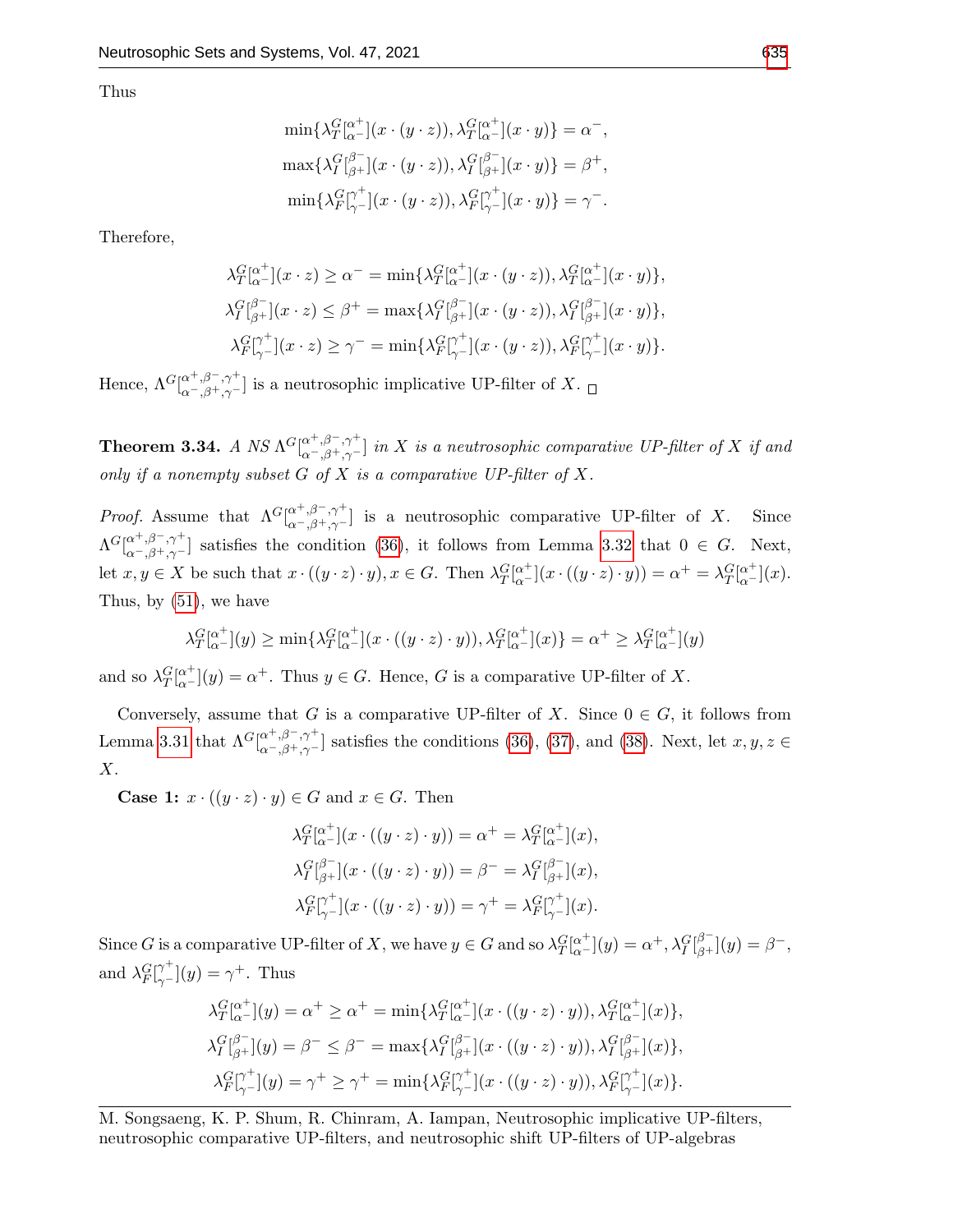Thus

$$\min\{\lambda_T^G[^{\alpha^+}_{\alpha^-}](x\cdot(y\cdot z)), \lambda_T^G[^{\alpha^+}_{\alpha^-}](x\cdot y)\} = \alpha^-,$$
$$\max\{\lambda_I^G[^{\beta^-}_{\beta^+}](x\cdot(y\cdot z)), \lambda_I^G[^{\beta^-}_{\beta^+}](x\cdot y)\} = \beta^+,$$
$$\min\{\lambda_F^G[^{\gamma^+}_{\gamma^-}](x\cdot(y\cdot z)), \lambda_F^G[^{\gamma^+}_{\gamma^-}](x\cdot y)\} = \gamma^-.$$

Therefore,

$$\lambda_T^G[^{\alpha^+}_{\alpha^-}](x\cdot z) \geq \alpha^- = \min\{\lambda_T^G[^{\alpha^+}_{\alpha^-}](x\cdot(y\cdot z)), \lambda_T^G[^{\alpha^+}_{\alpha^-}](x\cdot y)\},$$
$$\lambda_I^G[^{\beta^-}_{\beta^+}](x\cdot z) \leq \beta^+ = \max\{\lambda_I^G[^{\beta^-}_{\beta^+}](x\cdot(y\cdot z)), \lambda_I^G[^{\beta^-}_{\beta^+}](x\cdot y)\},$$
$$\lambda_F^G[^{\gamma^+}_{\gamma^-}](x\cdot z) \geq \gamma^- = \min\{\lambda_F^G[^{\gamma^+}_{\gamma^-}](x\cdot(y\cdot z)), \lambda_F^G[^{\gamma^+}_{\gamma^-}](x\cdot y)\}.$$

Hence, $\Lambda^G[^{\alpha^+,\beta^-,\gamma^+}_{\alpha^-,\beta^+,\gamma^-}]$ is a neutrosophic implicative UP-filter of $X$. □

**Theorem 3.34.** *A NS $\Lambda^G[^{\alpha^+,\beta^-,\gamma^+}_{\alpha^-,\beta^+,\gamma^-}]$ in $X$ is a neutrosophic comparative UP-filter of $X$ if and only if a nonempty subset $G$ of $X$ is a comparative UP-filter of $X$.*

*Proof.* Assume that $\Lambda^G[^{\alpha^+,\beta^-,\gamma^+}_{\alpha^-,\beta^+,\gamma^-}]$ is a neutrosophic comparative UP-filter of $X$. Since $\Lambda^G[^{\alpha^+,\beta^-,\gamma^+}_{\alpha^-,\beta^+,\gamma^-}]$ satisfies the condition (36), it follows from Lemma 3.32 that $0 \in G$. Next, let $x, y \in X$ be such that $x\cdot((y\cdot z)\cdot y), x \in G$. Then $\lambda_T^G[^{\alpha^+}_{\alpha^-}](x\cdot((y\cdot z)\cdot y)) = \alpha^+ = \lambda_T^G[^{\alpha^+}_{\alpha^-}](x)$. Thus, by (51), we have

$$\lambda_T^G[^{\alpha^+}_{\alpha^-}](y) \geq \min\{\lambda_T^G[^{\alpha^+}_{\alpha^-}](x\cdot((y\cdot z)\cdot y)), \lambda_T^G[^{\alpha^+}_{\alpha^-}](x)\} = \alpha^+ \geq \lambda_T^G[^{\alpha^+}_{\alpha^-}](y)$$

and so $\lambda_T^G[^{\alpha^+}_{\alpha^-}](y) = \alpha^+$. Thus $y \in G$. Hence, $G$ is a comparative UP-filter of $X$.

Conversely, assume that $G$ is a comparative UP-filter of $X$. Since $0 \in G$, it follows from Lemma 3.31 that $\Lambda^G[^{\alpha^+,\beta^-,\gamma^+}_{\alpha^-,\beta^+,\gamma^-}]$ satisfies the conditions (36), (37), and (38). Next, let $x, y, z \in X$.

**Case 1:** $x\cdot((y\cdot z)\cdot y) \in G$ and $x \in G$. Then

$$\lambda_T^G[^{\alpha^+}_{\alpha^-}](x\cdot((y\cdot z)\cdot y)) = \alpha^+ = \lambda_T^G[^{\alpha^+}_{\alpha^-}](x),$$
$$\lambda_I^G[^{\beta^-}_{\beta^+}](x\cdot((y\cdot z)\cdot y)) = \beta^- = \lambda_I^G[^{\beta^-}_{\beta^+}](x),$$
$$\lambda_F^G[^{\gamma^+}_{\gamma^-}](x\cdot((y\cdot z)\cdot y)) = \gamma^+ = \lambda_F^G[^{\gamma^+}_{\gamma^-}](x).$$

Since $G$ is a comparative UP-filter of $X$, we have $y \in G$ and so $\lambda_T^G[^{\alpha^+}_{\alpha^-}](y) = \alpha^+$, $\lambda_I^G[^{\beta^-}_{\beta^+}](y) = \beta^-$, and $\lambda_F^G[^{\gamma^+}_{\gamma^-}](y) = \gamma^+$. Thus

$$\lambda_T^G[^{\alpha^+}_{\alpha^-}](y) = \alpha^+ \geq \alpha^+ = \min\{\lambda_T^G[^{\alpha^+}_{\alpha^-}](x\cdot((y\cdot z)\cdot y)), \lambda_T^G[^{\alpha^+}_{\alpha^-}](x)\},$$
$$\lambda_I^G[^{\beta^-}_{\beta^+}](y) = \beta^- \leq \beta^- = \max\{\lambda_I^G[^{\beta^-}_{\beta^+}](x\cdot((y\cdot z)\cdot y)), \lambda_I^G[^{\beta^-}_{\beta^+}](x)\},$$
$$\lambda_F^G[^{\gamma^+}_{\gamma^-}](y) = \gamma^+ \geq \gamma^+ = \min\{\lambda_F^G[^{\gamma^+}_{\gamma^-}](x\cdot((y\cdot z)\cdot y)), \lambda_F^G[^{\gamma^+}_{\gamma^-}](x)\}.$$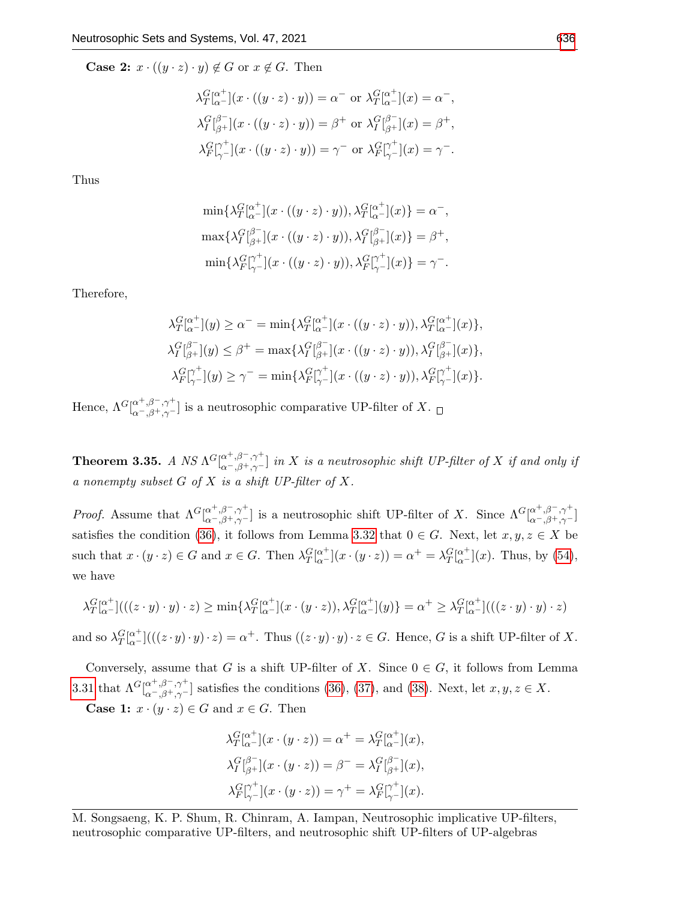**Case 2:** $x \cdot ((y \cdot z) \cdot y) \notin G$ or $x \notin G$. Then

$$\lambda_T^G[^{\alpha^+}_{\alpha^-}](x \cdot ((y \cdot z) \cdot y)) = \alpha^- \text{ or } \lambda_T^G[^{\alpha^+}_{\alpha^-}](x) = \alpha^-,$$
$$\lambda_I^G[^{\beta^-}_{\beta^+}](x \cdot ((y \cdot z) \cdot y)) = \beta^+ \text{ or } \lambda_I^G[^{\beta^-}_{\beta^+}](x) = \beta^+,$$
$$\lambda_F^G[^{\gamma^+}_{\gamma^-}](x \cdot ((y \cdot z) \cdot y)) = \gamma^- \text{ or } \lambda_F^G[^{\gamma^+}_{\gamma^-}](x) = \gamma^-.$$

Thus

$$\min\{\lambda_T^G[^{\alpha^+}_{\alpha^-}](x \cdot ((y \cdot z) \cdot y)), \lambda_T^G[^{\alpha^+}_{\alpha^-}](x)\} = \alpha^-,$$
$$\max\{\lambda_I^G[^{\beta^-}_{\beta^+}](x \cdot ((y \cdot z) \cdot y)), \lambda_I^G[^{\beta^-}_{\beta^+}](x)\} = \beta^+,$$
$$\min\{\lambda_F^G[^{\gamma^+}_{\gamma^-}](x \cdot ((y \cdot z) \cdot y)), \lambda_F^G[^{\gamma^+}_{\gamma^-}](x)\} = \gamma^-.$$

Therefore,

$$\lambda_T^G[^{\alpha^+}_{\alpha^-}](y) \geq \alpha^- = \min\{\lambda_T^G[^{\alpha^+}_{\alpha^-}](x \cdot ((y \cdot z) \cdot y)), \lambda_T^G[^{\alpha^+}_{\alpha^-}](x)\},$$
$$\lambda_I^G[^{\beta^-}_{\beta^+}](y) \leq \beta^+ = \max\{\lambda_I^G[^{\beta^-}_{\beta^+}](x \cdot ((y \cdot z) \cdot y)), \lambda_I^G[^{\beta^-}_{\beta^+}](x)\},$$
$$\lambda_F^G[^{\gamma^+}_{\gamma^-}](y) \geq \gamma^- = \min\{\lambda_F^G[^{\gamma^+}_{\gamma^-}](x \cdot ((y \cdot z) \cdot y)), \lambda_F^G[^{\gamma^+}_{\gamma^-}](x)\}.$$

Hence, $\Lambda^G[^{\alpha^+,\beta^-,\gamma^+}_{\alpha^-,\beta^+,\gamma^-}]$ is a neutrosophic comparative UP-filter of $X$. □

**Theorem 3.35.** *A NS $\Lambda^G[^{\alpha^+,\beta^-,\gamma^+}_{\alpha^-,\beta^+,\gamma^-}]$ in $X$ is a neutrosophic shift UP-filter of $X$ if and only if a nonempty subset $G$ of $X$ is a shift UP-filter of $X$.*

*Proof.* Assume that $\Lambda^G[^{\alpha^+,\beta^-,\gamma^+}_{\alpha^-,\beta^+,\gamma^-}]$ is a neutrosophic shift UP-filter of $X$. Since $\Lambda^G[^{\alpha^+,\beta^-,\gamma^+}_{\alpha^-,\beta^+,\gamma^-}]$ satisfies the condition (36), it follows from Lemma 3.32 that $0 \in G$. Next, let $x, y, z \in X$ be such that $x \cdot (y \cdot z) \in G$ and $x \in G$. Then $\lambda_T^G[^{\alpha^+}_{\alpha^-}](x \cdot (y \cdot z)) = \alpha^+ = \lambda_T^G[^{\alpha^+}_{\alpha^-}](x)$. Thus, by (54), we have

$$\lambda_T^G[^{\alpha^+}_{\alpha^-}](((z \cdot y) \cdot y) \cdot z) \geq \min\{\lambda_T^G[^{\alpha^+}_{\alpha^-}](x \cdot (y \cdot z)), \lambda_T^G[^{\alpha^+}_{\alpha^-}](y)\} = \alpha^+ \geq \lambda_T^G[^{\alpha^+}_{\alpha^-}](((z \cdot y) \cdot y) \cdot z)$$

and so $\lambda_T^G[^{\alpha^+}_{\alpha^-}](((z \cdot y) \cdot y) \cdot z) = \alpha^+$. Thus $((z \cdot y) \cdot y) \cdot z \in G$. Hence, $G$ is a shift UP-filter of $X$.

Conversely, assume that $G$ is a shift UP-filter of $X$. Since $0 \in G$, it follows from Lemma 3.31 that $\Lambda^G[^{\alpha^+,\beta^-,\gamma^+}_{\alpha^-,\beta^+,\gamma^-}]$ satisfies the conditions (36), (37), and (38). Next, let $x, y, z \in X$.

**Case 1:** $x \cdot (y \cdot z) \in G$ and $x \in G$. Then

$$\lambda_T^G[^{\alpha^+}_{\alpha^-}](x \cdot (y \cdot z)) = \alpha^+ = \lambda_T^G[^{\alpha^+}_{\alpha^-}](x),$$
$$\lambda_I^G[^{\beta^-}_{\beta^+}](x \cdot (y \cdot z)) = \beta^- = \lambda_I^G[^{\beta^-}_{\beta^+}](x),$$
$$\lambda_F^G[^{\gamma^+}_{\gamma^-}](x \cdot (y \cdot z)) = \gamma^+ = \lambda_F^G[^{\gamma^+}_{\gamma^-}](x).$$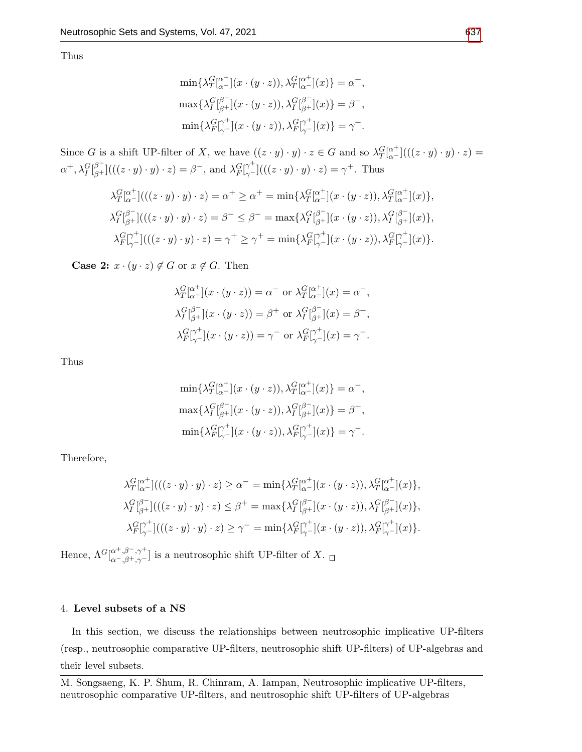Thus

$$\min\{\lambda_T^G[^{\alpha^+}_{\alpha^-}](x\cdot(y\cdot z)),\lambda_T^G[^{\alpha^+}_{\alpha^-}](x)\}=\alpha^+,$$
$$\max\{\lambda_I^G[^{\beta^-}_{\beta^+}](x\cdot(y\cdot z)),\lambda_I^G[^{\beta^-}_{\beta^+}](x)\}=\beta^-,$$
$$\min\{\lambda_F^G[^{\gamma^+}_{\gamma^-}](x\cdot(y\cdot z)),\lambda_F^G[^{\gamma^+}_{\gamma^-}](x)\}=\gamma^+.$$

Since $G$ is a shift UP-filter of $X$, we have $((z\cdot y)\cdot y)\cdot z\in G$ and so $\lambda_T^G[^{\alpha^+}_{\alpha^-}](((z\cdot y)\cdot y)\cdot z)=\alpha^+$, $\lambda_I^G[^{\beta^-}_{\beta^+}](((z\cdot y)\cdot y)\cdot z)=\beta^-$, and $\lambda_F^G[^{\gamma^+}_{\gamma^-}](((z\cdot y)\cdot y)\cdot z)=\gamma^+$. Thus

$$\lambda_T^G[^{\alpha^+}_{\alpha^-}](((z\cdot y)\cdot y)\cdot z)=\alpha^+\geq\alpha^+=\min\{\lambda_T^G[^{\alpha^+}_{\alpha^-}](x\cdot(y\cdot z)),\lambda_T^G[^{\alpha^+}_{\alpha^-}](x)\},$$
$$\lambda_I^G[^{\beta^-}_{\beta^+}](((z\cdot y)\cdot y)\cdot z)=\beta^-\leq\beta^-=\max\{\lambda_I^G[^{\beta^-}_{\beta^+}](x\cdot(y\cdot z)),\lambda_I^G[^{\beta^-}_{\beta^+}](x)\},$$
$$\lambda_F^G[^{\gamma^+}_{\gamma^-}](((z\cdot y)\cdot y)\cdot z)=\gamma^+\geq\gamma^+=\min\{\lambda_F^G[^{\gamma^+}_{\gamma^-}](x\cdot(y\cdot z)),\lambda_F^G[^{\gamma^+}_{\gamma^-}](x)\}.$$

**Case 2:** $x\cdot(y\cdot z)\notin G$ or $x\notin G$. Then

$$\lambda_T^G[^{\alpha^+}_{\alpha^-}](x\cdot(y\cdot z))=\alpha^- \text{ or } \lambda_T^G[^{\alpha^+}_{\alpha^-}](x)=\alpha^-,$$
$$\lambda_I^G[^{\beta^-}_{\beta^+}](x\cdot(y\cdot z))=\beta^+ \text{ or } \lambda_I^G[^{\beta^-}_{\beta^+}](x)=\beta^+,$$
$$\lambda_F^G[^{\gamma^+}_{\gamma^-}](x\cdot(y\cdot z))=\gamma^- \text{ or } \lambda_F^G[^{\gamma^+}_{\gamma^-}](x)=\gamma^-.$$

Thus

$$\min\{\lambda_T^G[^{\alpha^+}_{\alpha^-}](x\cdot(y\cdot z)),\lambda_T^G[^{\alpha^+}_{\alpha^-}](x)\}=\alpha^-,$$
$$\max\{\lambda_I^G[^{\beta^-}_{\beta^+}](x\cdot(y\cdot z)),\lambda_I^G[^{\beta^-}_{\beta^+}](x)\}=\beta^+,$$
$$\min\{\lambda_F^G[^{\gamma^+}_{\gamma^-}](x\cdot(y\cdot z)),\lambda_F^G[^{\gamma^+}_{\gamma^-}](x)\}=\gamma^-.$$

Therefore,

$$\lambda_T^G[^{\alpha^+}_{\alpha^-}](((z\cdot y)\cdot y)\cdot z)\geq\alpha^-=\min\{\lambda_T^G[^{\alpha^+}_{\alpha^-}](x\cdot(y\cdot z)),\lambda_T^G[^{\alpha^+}_{\alpha^-}](x)\},$$
$$\lambda_I^G[^{\beta^-}_{\beta^+}](((z\cdot y)\cdot y)\cdot z)\leq\beta^+=\max\{\lambda_I^G[^{\beta^-}_{\beta^+}](x\cdot(y\cdot z)),\lambda_I^G[^{\beta^-}_{\beta^+}](x)\},$$
$$\lambda_F^G[^{\gamma^+}_{\gamma^-}](((z\cdot y)\cdot y)\cdot z)\geq\gamma^-=\min\{\lambda_F^G[^{\gamma^+}_{\gamma^-}](x\cdot(y\cdot z)),\lambda_F^G[^{\gamma^+}_{\gamma^-}](x)\}.$$

Hence, $\Lambda^G[^{\alpha^+,\beta^-,\gamma^+}_{\alpha^-,\beta^+,\gamma^-}]$ is a neutrosophic shift UP-filter of $X$. □

## 4. Level subsets of a NS

In this section, we discuss the relationships between neutrosophic implicative UP-filters (resp., neutrosophic comparative UP-filters, neutrosophic shift UP-filters) of UP-algebras and their level subsets.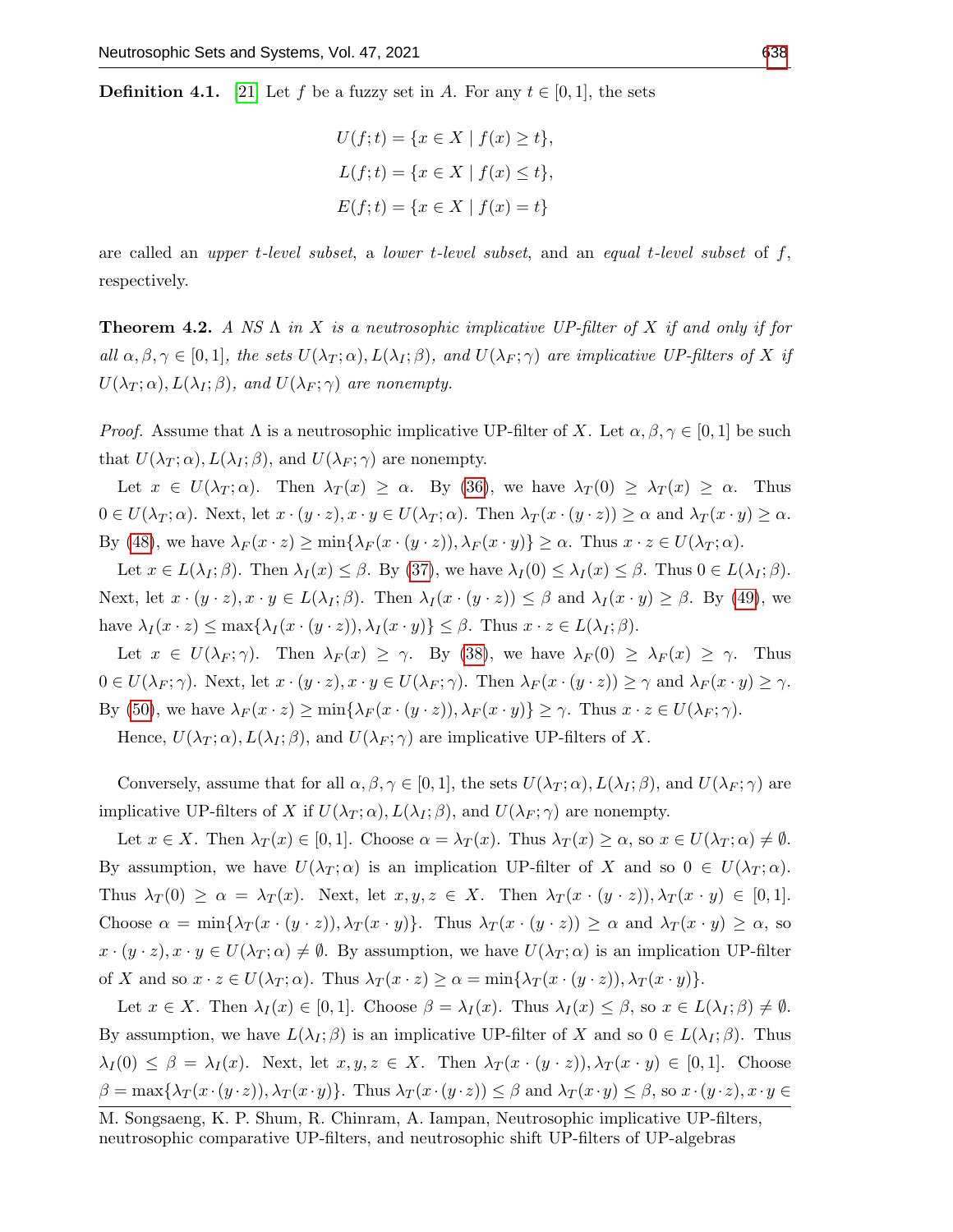**Definition 4.1.** [21] Let $f$ be a fuzzy set in $A$. For any $t \in [0,1]$, the sets

$$U(f;t) = \{x \in X \mid f(x) \geq t\},$$
$$L(f;t) = \{x \in X \mid f(x) \leq t\},$$
$$E(f;t) = \{x \in X \mid f(x) = t\}$$

are called an *upper $t$-level subset*, a *lower $t$-level subset*, and an *equal $t$-level subset* of $f$, respectively.

**Theorem 4.2.** *A NS $\Lambda$ in $X$ is a neutrosophic implicative UP-filter of $X$ if and only if for all $\alpha, \beta, \gamma \in [0,1]$, the sets $U(\lambda_T;\alpha), L(\lambda_I;\beta)$, and $U(\lambda_F;\gamma)$ are implicative UP-filters of $X$ if $U(\lambda_T;\alpha), L(\lambda_I;\beta)$, and $U(\lambda_F;\gamma)$ are nonempty.*

*Proof.* Assume that $\Lambda$ is a neutrosophic implicative UP-filter of $X$. Let $\alpha, \beta, \gamma \in [0,1]$ be such that $U(\lambda_T;\alpha), L(\lambda_I;\beta)$, and $U(\lambda_F;\gamma)$ are nonempty.

Let $x \in U(\lambda_T;\alpha)$. Then $\lambda_T(x) \geq \alpha$. By (36), we have $\lambda_T(0) \geq \lambda_T(x) \geq \alpha$. Thus $0 \in U(\lambda_T;\alpha)$. Next, let $x \cdot (y \cdot z), x \cdot y \in U(\lambda_T;\alpha)$. Then $\lambda_T(x \cdot (y \cdot z)) \geq \alpha$ and $\lambda_T(x \cdot y) \geq \alpha$. By (48), we have $\lambda_F(x \cdot z) \geq \min\{\lambda_F(x \cdot (y \cdot z)), \lambda_F(x \cdot y)\} \geq \alpha$. Thus $x \cdot z \in U(\lambda_T;\alpha)$.

Let $x \in L(\lambda_I;\beta)$. Then $\lambda_I(x) \leq \beta$. By (37), we have $\lambda_I(0) \leq \lambda_I(x) \leq \beta$. Thus $0 \in L(\lambda_I;\beta)$. Next, let $x \cdot (y \cdot z), x \cdot y \in L(\lambda_I;\beta)$. Then $\lambda_I(x \cdot (y \cdot z)) \leq \beta$ and $\lambda_I(x \cdot y) \geq \beta$. By (49), we have $\lambda_I(x \cdot z) \leq \max\{\lambda_I(x \cdot (y \cdot z)), \lambda_I(x \cdot y)\} \leq \beta$. Thus $x \cdot z \in L(\lambda_I;\beta)$.

Let $x \in U(\lambda_F;\gamma)$. Then $\lambda_F(x) \geq \gamma$. By (38), we have $\lambda_F(0) \geq \lambda_F(x) \geq \gamma$. Thus $0 \in U(\lambda_F;\gamma)$. Next, let $x \cdot (y \cdot z), x \cdot y \in U(\lambda_F;\gamma)$. Then $\lambda_F(x \cdot (y \cdot z)) \geq \gamma$ and $\lambda_F(x \cdot y) \geq \gamma$. By (50), we have $\lambda_F(x \cdot z) \geq \min\{\lambda_F(x \cdot (y \cdot z)), \lambda_F(x \cdot y)\} \geq \gamma$. Thus $x \cdot z \in U(\lambda_F;\gamma)$.

Hence, $U(\lambda_T;\alpha), L(\lambda_I;\beta)$, and $U(\lambda_F;\gamma)$ are implicative UP-filters of $X$.

Conversely, assume that for all $\alpha, \beta, \gamma \in [0,1]$, the sets $U(\lambda_T;\alpha), L(\lambda_I;\beta)$, and $U(\lambda_F;\gamma)$ are implicative UP-filters of $X$ if $U(\lambda_T;\alpha), L(\lambda_I;\beta)$, and $U(\lambda_F;\gamma)$ are nonempty.

Let $x \in X$. Then $\lambda_T(x) \in [0,1]$. Choose $\alpha = \lambda_T(x)$. Thus $\lambda_T(x) \geq \alpha$, so $x \in U(\lambda_T;\alpha) \neq \emptyset$. By assumption, we have $U(\lambda_T;\alpha)$ is an implication UP-filter of $X$ and so $0 \in U(\lambda_T;\alpha)$. Thus $\lambda_T(0) \geq \alpha = \lambda_T(x)$. Next, let $x, y, z \in X$. Then $\lambda_T(x \cdot (y \cdot z)), \lambda_T(x \cdot y) \in [0,1]$. Choose $\alpha = \min\{\lambda_T(x \cdot (y \cdot z)), \lambda_T(x \cdot y)\}$. Thus $\lambda_T(x \cdot (y \cdot z)) \geq \alpha$ and $\lambda_T(x \cdot y) \geq \alpha$, so $x \cdot (y \cdot z), x \cdot y \in U(\lambda_T;\alpha) \neq \emptyset$. By assumption, we have $U(\lambda_T;\alpha)$ is an implication UP-filter of $X$ and so $x \cdot z \in U(\lambda_T;\alpha)$. Thus $\lambda_T(x \cdot z) \geq \alpha = \min\{\lambda_T(x \cdot (y \cdot z)), \lambda_T(x \cdot y)\}$.

Let $x \in X$. Then $\lambda_I(x) \in [0,1]$. Choose $\beta = \lambda_I(x)$. Thus $\lambda_I(x) \leq \beta$, so $x \in L(\lambda_I;\beta) \neq \emptyset$. By assumption, we have $L(\lambda_I;\beta)$ is an implicative UP-filter of $X$ and so $0 \in L(\lambda_I;\beta)$. Thus $\lambda_I(0) \leq \beta = \lambda_I(x)$. Next, let $x, y, z \in X$. Then $\lambda_T(x \cdot (y \cdot z)), \lambda_T(x \cdot y) \in [0,1]$. Choose $\beta = \max\{\lambda_T(x \cdot (y \cdot z)), \lambda_T(x \cdot y)\}$. Thus $\lambda_T(x \cdot (y \cdot z)) \leq \beta$ and $\lambda_T(x \cdot y) \leq \beta$, so $x \cdot (y \cdot z), x \cdot y \in$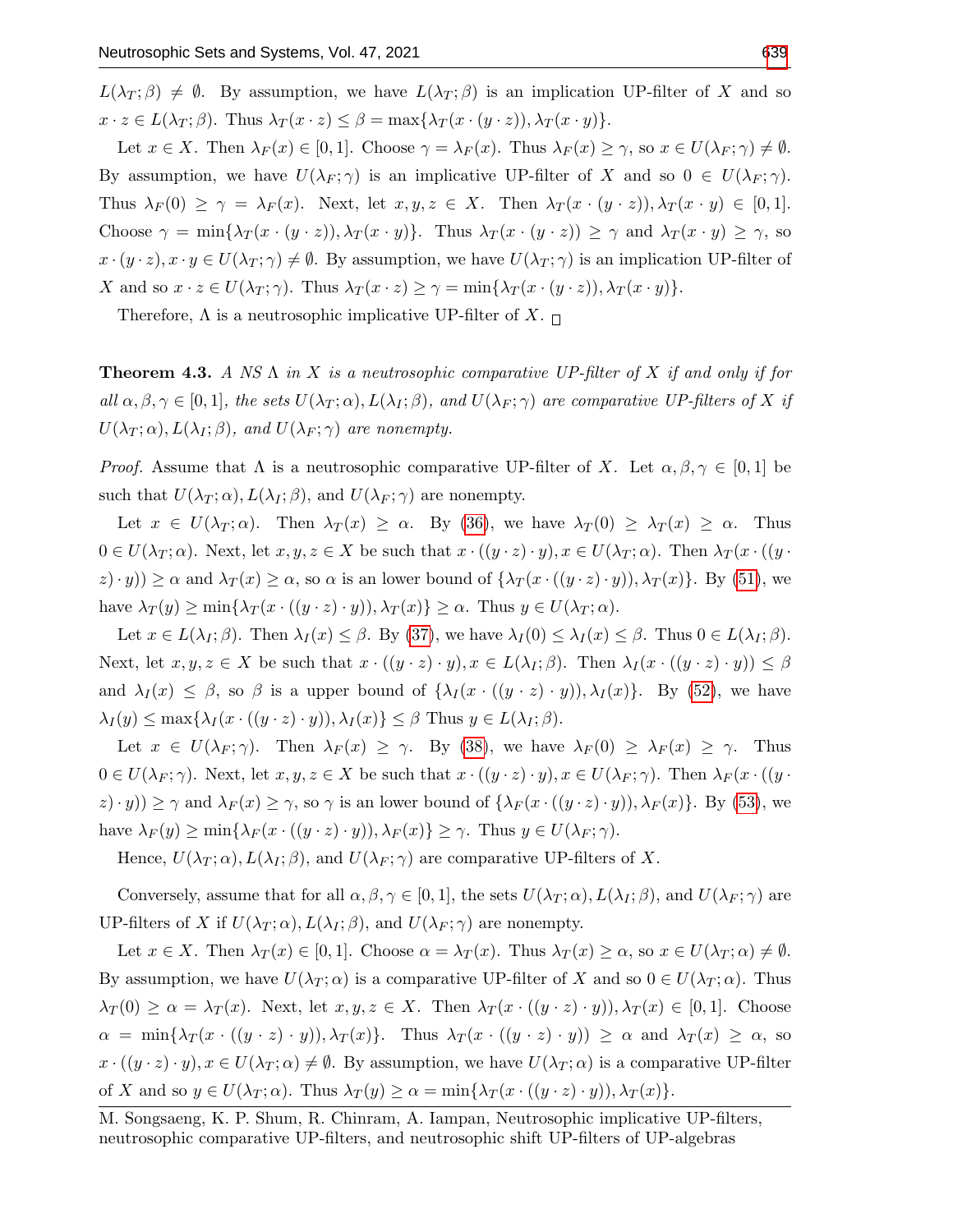$L(\lambda_T;\beta) \neq \emptyset$. By assumption, we have $L(\lambda_T;\beta)$ is an implication UP-filter of $X$ and so $x \cdot z \in L(\lambda_T;\beta)$. Thus $\lambda_T(x \cdot z) \leq \beta = \max\{\lambda_T(x \cdot (y \cdot z)), \lambda_T(x \cdot y)\}$.

Let $x \in X$. Then $\lambda_F(x) \in [0,1]$. Choose $\gamma = \lambda_F(x)$. Thus $\lambda_F(x) \geq \gamma$, so $x \in U(\lambda_F;\gamma) \neq \emptyset$. By assumption, we have $U(\lambda_F;\gamma)$ is an implicative UP-filter of $X$ and so $0 \in U(\lambda_F;\gamma)$. Thus $\lambda_F(0) \geq \gamma = \lambda_F(x)$. Next, let $x, y, z \in X$. Then $\lambda_T(x \cdot (y \cdot z)), \lambda_T(x \cdot y) \in [0,1]$. Choose $\gamma = \min\{\lambda_T(x \cdot (y \cdot z)), \lambda_T(x \cdot y)\}$. Thus $\lambda_T(x \cdot (y \cdot z)) \geq \gamma$ and $\lambda_T(x \cdot y) \geq \gamma$, so $x \cdot (y \cdot z), x \cdot y \in U(\lambda_T;\gamma) \neq \emptyset$. By assumption, we have $U(\lambda_T;\gamma)$ is an implication UP-filter of $X$ and so $x \cdot z \in U(\lambda_T;\gamma)$. Thus $\lambda_T(x \cdot z) \geq \gamma = \min\{\lambda_T(x \cdot (y \cdot z)), \lambda_T(x \cdot y)\}$.

Therefore, $\Lambda$ is a neutrosophic implicative UP-filter of $X$. □

**Theorem 4.3.** *A NS $\Lambda$ in $X$ is a neutrosophic comparative UP-filter of $X$ if and only if for all $\alpha, \beta, \gamma \in [0,1]$, the sets $U(\lambda_T;\alpha), L(\lambda_I;\beta)$, and $U(\lambda_F;\gamma)$ are comparative UP-filters of $X$ if $U(\lambda_T;\alpha), L(\lambda_I;\beta)$, and $U(\lambda_F;\gamma)$ are nonempty.*

*Proof.* Assume that $\Lambda$ is a neutrosophic comparative UP-filter of $X$. Let $\alpha, \beta, \gamma \in [0,1]$ be such that $U(\lambda_T;\alpha), L(\lambda_I;\beta)$, and $U(\lambda_F;\gamma)$ are nonempty.

Let $x \in U(\lambda_T;\alpha)$. Then $\lambda_T(x) \geq \alpha$. By (36), we have $\lambda_T(0) \geq \lambda_T(x) \geq \alpha$. Thus $0 \in U(\lambda_T;\alpha)$. Next, let $x, y, z \in X$ be such that $x \cdot ((y \cdot z) \cdot y), x \in U(\lambda_T;\alpha)$. Then $\lambda_T(x \cdot ((y \cdot z) \cdot y)) \geq \alpha$ and $\lambda_T(x) \geq \alpha$, so $\alpha$ is an lower bound of $\{\lambda_T(x \cdot ((y \cdot z) \cdot y)), \lambda_T(x)\}$. By (51), we have $\lambda_T(y) \geq \min\{\lambda_T(x \cdot ((y \cdot z) \cdot y)), \lambda_T(x)\} \geq \alpha$. Thus $y \in U(\lambda_T;\alpha)$.

Let $x \in L(\lambda_I;\beta)$. Then $\lambda_I(x) \leq \beta$. By (37), we have $\lambda_I(0) \leq \lambda_I(x) \leq \beta$. Thus $0 \in L(\lambda_I;\beta)$. Next, let $x, y, z \in X$ be such that $x \cdot ((y \cdot z) \cdot y), x \in L(\lambda_I;\beta)$. Then $\lambda_I(x \cdot ((y \cdot z) \cdot y)) \leq \beta$ and $\lambda_I(x) \leq \beta$, so $\beta$ is a upper bound of $\{\lambda_I(x \cdot ((y \cdot z) \cdot y)), \lambda_I(x)\}$. By (52), we have $\lambda_I(y) \leq \max\{\lambda_I(x \cdot ((y \cdot z) \cdot y)), \lambda_I(x)\} \leq \beta$ Thus $y \in L(\lambda_I;\beta)$.

Let $x \in U(\lambda_F;\gamma)$. Then $\lambda_F(x) \geq \gamma$. By (38), we have $\lambda_F(0) \geq \lambda_F(x) \geq \gamma$. Thus $0 \in U(\lambda_F;\gamma)$. Next, let $x, y, z \in X$ be such that $x \cdot ((y \cdot z) \cdot y), x \in U(\lambda_F;\gamma)$. Then $\lambda_F(x \cdot ((y \cdot z) \cdot y)) \geq \gamma$ and $\lambda_F(x) \geq \gamma$, so $\gamma$ is an lower bound of $\{\lambda_F(x \cdot ((y \cdot z) \cdot y)), \lambda_F(x)\}$. By (53), we have $\lambda_F(y) \geq \min\{\lambda_F(x \cdot ((y \cdot z) \cdot y)), \lambda_F(x)\} \geq \gamma$. Thus $y \in U(\lambda_F;\gamma)$.

Hence, $U(\lambda_T;\alpha), L(\lambda_I;\beta)$, and $U(\lambda_F;\gamma)$ are comparative UP-filters of $X$.

Conversely, assume that for all $\alpha, \beta, \gamma \in [0,1]$, the sets $U(\lambda_T;\alpha), L(\lambda_I;\beta)$, and $U(\lambda_F;\gamma)$ are UP-filters of $X$ if $U(\lambda_T;\alpha), L(\lambda_I;\beta)$, and $U(\lambda_F;\gamma)$ are nonempty.

Let $x \in X$. Then $\lambda_T(x) \in [0,1]$. Choose $\alpha = \lambda_T(x)$. Thus $\lambda_T(x) \geq \alpha$, so $x \in U(\lambda_T;\alpha) \neq \emptyset$. By assumption, we have $U(\lambda_T;\alpha)$ is a comparative UP-filter of $X$ and so $0 \in U(\lambda_T;\alpha)$. Thus $\lambda_T(0) \geq \alpha = \lambda_T(x)$. Next, let $x, y, z \in X$. Then $\lambda_T(x \cdot ((y \cdot z) \cdot y)), \lambda_T(x) \in [0,1]$. Choose $\alpha = \min\{\lambda_T(x \cdot ((y \cdot z) \cdot y)), \lambda_T(x)\}$. Thus $\lambda_T(x \cdot ((y \cdot z) \cdot y)) \geq \alpha$ and $\lambda_T(x) \geq \alpha$, so $x \cdot ((y \cdot z) \cdot y), x \in U(\lambda_T;\alpha) \neq \emptyset$. By assumption, we have $U(\lambda_T;\alpha)$ is a comparative UP-filter of $X$ and so $y \in U(\lambda_T;\alpha)$. Thus $\lambda_T(y) \geq \alpha = \min\{\lambda_T(x \cdot ((y \cdot z) \cdot y)), \lambda_T(x)\}$.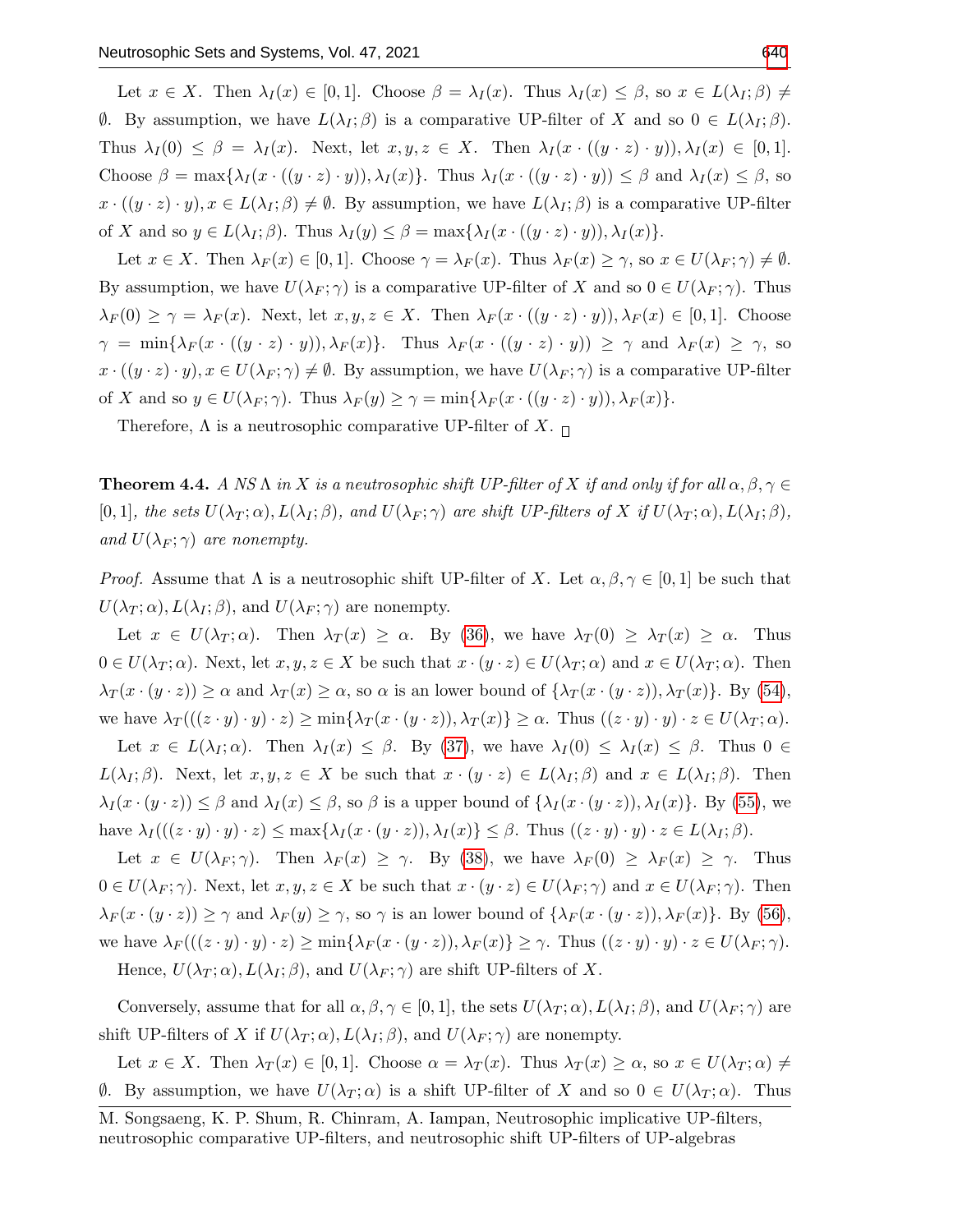Let $x \in X$. Then $\lambda_I(x) \in [0,1]$. Choose $\beta = \lambda_I(x)$. Thus $\lambda_I(x) \leq \beta$, so $x \in L(\lambda_I;\beta) \neq \emptyset$. By assumption, we have $L(\lambda_I;\beta)$ is a comparative UP-filter of $X$ and so $0 \in L(\lambda_I;\beta)$. Thus $\lambda_I(0) \leq \beta = \lambda_I(x)$. Next, let $x, y, z \in X$. Then $\lambda_I(x \cdot ((y \cdot z) \cdot y)), \lambda_I(x) \in [0,1]$. Choose $\beta = \max\{\lambda_I(x \cdot ((y \cdot z) \cdot y)), \lambda_I(x)\}$. Thus $\lambda_I(x \cdot ((y \cdot z) \cdot y)) \leq \beta$ and $\lambda_I(x) \leq \beta$, so $x \cdot ((y \cdot z) \cdot y), x \in L(\lambda_I;\beta) \neq \emptyset$. By assumption, we have $L(\lambda_I;\beta)$ is a comparative UP-filter of $X$ and so $y \in L(\lambda_I;\beta)$. Thus $\lambda_I(y) \leq \beta = \max\{\lambda_I(x \cdot ((y \cdot z) \cdot y)), \lambda_I(x)\}$.

Let $x \in X$. Then $\lambda_F(x) \in [0,1]$. Choose $\gamma = \lambda_F(x)$. Thus $\lambda_F(x) \geq \gamma$, so $x \in U(\lambda_F;\gamma) \neq \emptyset$. By assumption, we have $U(\lambda_F;\gamma)$ is a comparative UP-filter of $X$ and so $0 \in U(\lambda_F;\gamma)$. Thus $\lambda_F(0) \geq \gamma = \lambda_F(x)$. Next, let $x, y, z \in X$. Then $\lambda_F(x \cdot ((y \cdot z) \cdot y)), \lambda_F(x) \in [0,1]$. Choose $\gamma = \min\{\lambda_F(x \cdot ((y \cdot z) \cdot y)), \lambda_F(x)\}$. Thus $\lambda_F(x \cdot ((y \cdot z) \cdot y)) \geq \gamma$ and $\lambda_F(x) \geq \gamma$, so $x \cdot ((y \cdot z) \cdot y), x \in U(\lambda_F;\gamma) \neq \emptyset$. By assumption, we have $U(\lambda_F;\gamma)$ is a comparative UP-filter of $X$ and so $y \in U(\lambda_F;\gamma)$. Thus $\lambda_F(y) \geq \gamma = \min\{\lambda_F(x \cdot ((y \cdot z) \cdot y)), \lambda_F(x)\}$.

Therefore, $\Lambda$ is a neutrosophic comparative UP-filter of $X$. □

**Theorem 4.4.** *A NS $\Lambda$ in $X$ is a neutrosophic shift UP-filter of $X$ if and only if for all $\alpha, \beta, \gamma \in [0,1]$, the sets $U(\lambda_T;\alpha), L(\lambda_I;\beta)$, and $U(\lambda_F;\gamma)$ are shift UP-filters of $X$ if $U(\lambda_T;\alpha), L(\lambda_I;\beta)$, and $U(\lambda_F;\gamma)$ are nonempty.*

*Proof.* Assume that $\Lambda$ is a neutrosophic shift UP-filter of $X$. Let $\alpha, \beta, \gamma \in [0,1]$ be such that $U(\lambda_T;\alpha), L(\lambda_I;\beta)$, and $U(\lambda_F;\gamma)$ are nonempty.

Let $x \in U(\lambda_T;\alpha)$. Then $\lambda_T(x) \geq \alpha$. By (36), we have $\lambda_T(0) \geq \lambda_T(x) \geq \alpha$. Thus $0 \in U(\lambda_T;\alpha)$. Next, let $x, y, z \in X$ be such that $x \cdot (y \cdot z) \in U(\lambda_T;\alpha)$ and $x \in U(\lambda_T;\alpha)$. Then $\lambda_T(x \cdot (y \cdot z)) \geq \alpha$ and $\lambda_T(x) \geq \alpha$, so $\alpha$ is an lower bound of $\{\lambda_T(x \cdot (y \cdot z)), \lambda_T(x)\}$. By (54), we have $\lambda_T(((z \cdot y) \cdot y) \cdot z) \geq \min\{\lambda_T(x \cdot (y \cdot z)), \lambda_T(x)\} \geq \alpha$. Thus $((z \cdot y) \cdot y) \cdot z \in U(\lambda_T;\alpha)$.

Let $x \in L(\lambda_I;\alpha)$. Then $\lambda_I(x) \leq \beta$. By (37), we have $\lambda_I(0) \leq \lambda_I(x) \leq \beta$. Thus $0 \in L(\lambda_I;\beta)$. Next, let $x, y, z \in X$ be such that $x \cdot (y \cdot z) \in L(\lambda_I;\beta)$ and $x \in L(\lambda_I;\beta)$. Then $\lambda_I(x \cdot (y \cdot z)) \leq \beta$ and $\lambda_I(x) \leq \beta$, so $\beta$ is a upper bound of $\{\lambda_I(x \cdot (y \cdot z)), \lambda_I(x)\}$. By (55), we have $\lambda_I(((z \cdot y) \cdot y) \cdot z) \leq \max\{\lambda_I(x \cdot (y \cdot z)), \lambda_I(x)\} \leq \beta$. Thus $((z \cdot y) \cdot y) \cdot z \in L(\lambda_I;\beta)$.

Let $x \in U(\lambda_F;\gamma)$. Then $\lambda_F(x) \geq \gamma$. By (38), we have $\lambda_F(0) \geq \lambda_F(x) \geq \gamma$. Thus $0 \in U(\lambda_F;\gamma)$. Next, let $x, y, z \in X$ be such that $x \cdot (y \cdot z) \in U(\lambda_F;\gamma)$ and $x \in U(\lambda_F;\gamma)$. Then $\lambda_F(x \cdot (y \cdot z)) \geq \gamma$ and $\lambda_F(y) \geq \gamma$, so $\gamma$ is an lower bound of $\{\lambda_F(x \cdot (y \cdot z)), \lambda_F(x)\}$. By (56), we have $\lambda_F(((z \cdot y) \cdot y) \cdot z) \geq \min\{\lambda_F(x \cdot (y \cdot z)), \lambda_F(x)\} \geq \gamma$. Thus $((z \cdot y) \cdot y) \cdot z \in U(\lambda_F;\gamma)$.

Hence, $U(\lambda_T;\alpha), L(\lambda_I;\beta)$, and $U(\lambda_F;\gamma)$ are shift UP-filters of $X$.

Conversely, assume that for all $\alpha, \beta, \gamma \in [0,1]$, the sets $U(\lambda_T;\alpha), L(\lambda_I;\beta)$, and $U(\lambda_F;\gamma)$ are shift UP-filters of $X$ if $U(\lambda_T;\alpha), L(\lambda_I;\beta)$, and $U(\lambda_F;\gamma)$ are nonempty.

Let $x \in X$. Then $\lambda_T(x) \in [0,1]$. Choose $\alpha = \lambda_T(x)$. Thus $\lambda_T(x) \geq \alpha$, so $x \in U(\lambda_T;\alpha) \neq \emptyset$. By assumption, we have $U(\lambda_T;\alpha)$ is a shift UP-filter of $X$ and so $0 \in U(\lambda_T;\alpha)$. Thus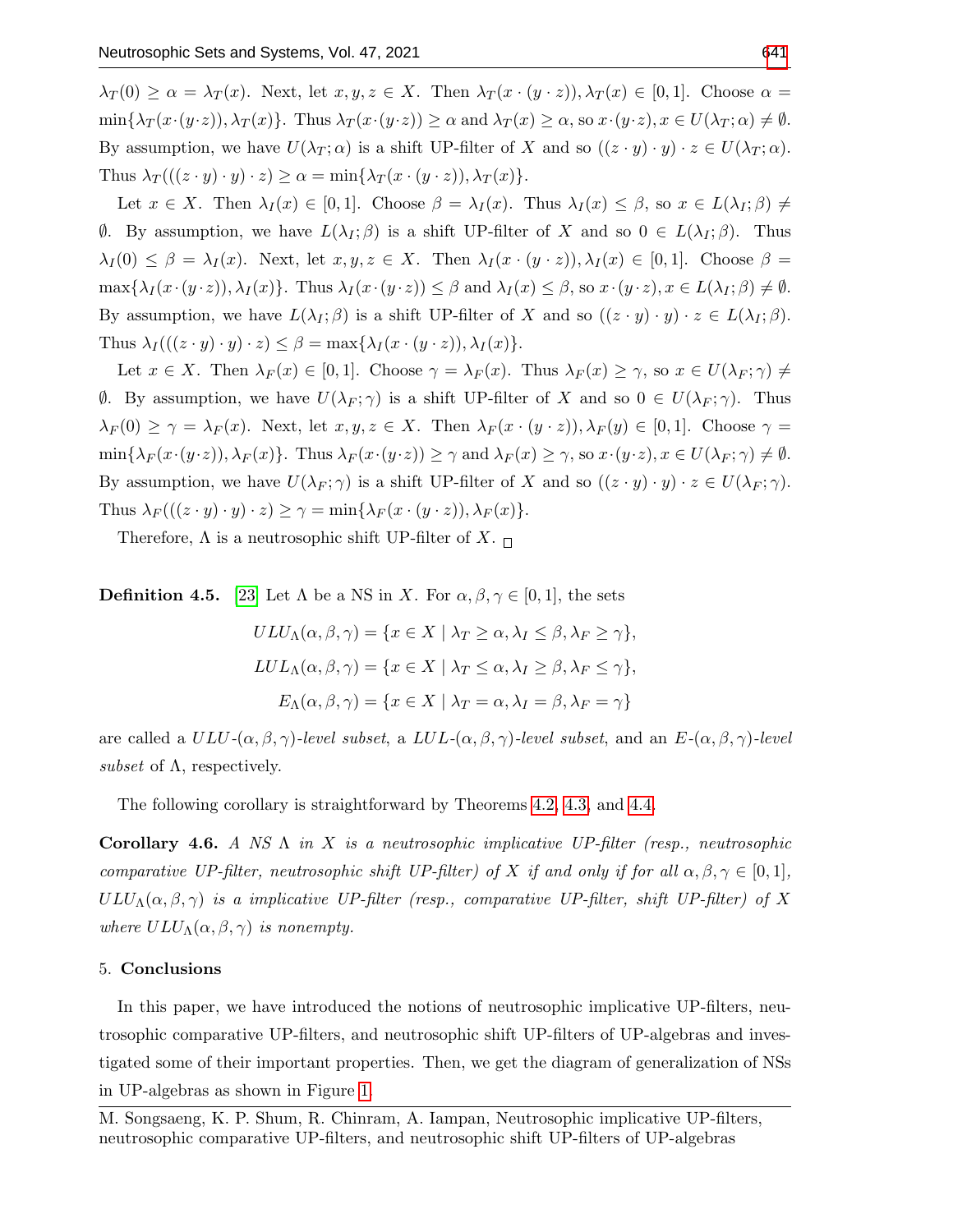$\lambda_T(0) \geq \alpha = \lambda_T(x)$. Next, let $x, y, z \in X$. Then $\lambda_T(x \cdot (y \cdot z)), \lambda_T(x) \in [0, 1]$. Choose $\alpha = \min\{\lambda_T(x\cdot(y\cdot z)), \lambda_T(x)\}$. Thus $\lambda_T(x\cdot(y\cdot z)) \geq \alpha$ and $\lambda_T(x) \geq \alpha$, so $x\cdot(y\cdot z), x \in U(\lambda_T; \alpha) \neq \emptyset$. By assumption, we have $U(\lambda_T; \alpha)$ is a shift UP-filter of $X$ and so $((z \cdot y) \cdot y) \cdot z \in U(\lambda_T; \alpha)$. Thus $\lambda_T(((z \cdot y) \cdot y) \cdot z) \geq \alpha = \min\{\lambda_T(x \cdot (y \cdot z)), \lambda_T(x)\}$.

Let $x \in X$. Then $\lambda_I(x) \in [0, 1]$. Choose $\beta = \lambda_I(x)$. Thus $\lambda_I(x) \leq \beta$, so $x \in L(\lambda_I; \beta) \neq \emptyset$. By assumption, we have $L(\lambda_I; \beta)$ is a shift UP-filter of $X$ and so $0 \in L(\lambda_I; \beta)$. Thus $\lambda_I(0) \leq \beta = \lambda_I(x)$. Next, let $x, y, z \in X$. Then $\lambda_I(x \cdot (y \cdot z)), \lambda_I(x) \in [0, 1]$. Choose $\beta = \max\{\lambda_I(x\cdot(y\cdot z)), \lambda_I(x)\}$. Thus $\lambda_I(x\cdot(y\cdot z)) \leq \beta$ and $\lambda_I(x) \leq \beta$, so $x\cdot(y\cdot z), x \in L(\lambda_I; \beta) \neq \emptyset$. By assumption, we have $L(\lambda_I; \beta)$ is a shift UP-filter of $X$ and so $((z \cdot y) \cdot y) \cdot z \in L(\lambda_I; \beta)$. Thus $\lambda_I(((z \cdot y) \cdot y) \cdot z) \leq \beta = \max\{\lambda_I(x \cdot (y \cdot z)), \lambda_I(x)\}$.

Let $x \in X$. Then $\lambda_F(x) \in [0, 1]$. Choose $\gamma = \lambda_F(x)$. Thus $\lambda_F(x) \geq \gamma$, so $x \in U(\lambda_F; \gamma) \neq \emptyset$. By assumption, we have $U(\lambda_F; \gamma)$ is a shift UP-filter of $X$ and so $0 \in U(\lambda_F; \gamma)$. Thus $\lambda_F(0) \geq \gamma = \lambda_F(x)$. Next, let $x, y, z \in X$. Then $\lambda_F(x \cdot (y \cdot z)), \lambda_F(y) \in [0, 1]$. Choose $\gamma = \min\{\lambda_F(x\cdot(y\cdot z)), \lambda_F(x)\}$. Thus $\lambda_F(x\cdot(y\cdot z)) \geq \gamma$ and $\lambda_F(x) \geq \gamma$, so $x\cdot(y\cdot z), x \in U(\lambda_F; \gamma) \neq \emptyset$. By assumption, we have $U(\lambda_F; \gamma)$ is a shift UP-filter of $X$ and so $((z \cdot y) \cdot y) \cdot z \in U(\lambda_F; \gamma)$. Thus $\lambda_F(((z \cdot y) \cdot y) \cdot z) \geq \gamma = \min\{\lambda_F(x \cdot (y \cdot z)), \lambda_F(x)\}$.

Therefore, $\Lambda$ is a neutrosophic shift UP-filter of $X$. □

**Definition 4.5.** [23] Let $\Lambda$ be a NS in $X$. For $\alpha, \beta, \gamma \in [0, 1]$, the sets

$$ULU_\Lambda(\alpha, \beta, \gamma) = \{x \in X \mid \lambda_T \geq \alpha, \lambda_I \leq \beta, \lambda_F \geq \gamma\},$$

$$LUL_\Lambda(\alpha, \beta, \gamma) = \{x \in X \mid \lambda_T \leq \alpha, \lambda_I \geq \beta, \lambda_F \leq \gamma\},$$

$$E_\Lambda(\alpha, \beta, \gamma) = \{x \in X \mid \lambda_T = \alpha, \lambda_I = \beta, \lambda_F = \gamma\}$$

are called a *ULU-$(\alpha, \beta, \gamma)$-level subset*, a *LUL-$(\alpha, \beta, \gamma)$-level subset*, and an *E-$(\alpha, \beta, \gamma)$-level subset* of $\Lambda$, respectively.

The following corollary is straightforward by Theorems 4.2, 4.3, and 4.4.

**Corollary 4.6.** *A NS $\Lambda$ in $X$ is a neutrosophic implicative UP-filter (resp., neutrosophic comparative UP-filter, neutrosophic shift UP-filter) of $X$ if and only if for all $\alpha, \beta, \gamma \in [0, 1]$, $ULU_\Lambda(\alpha, \beta, \gamma)$ is a implicative UP-filter (resp., comparative UP-filter, shift UP-filter) of $X$ where $ULU_\Lambda(\alpha, \beta, \gamma)$ is nonempty.*

## 5. Conclusions

In this paper, we have introduced the notions of neutrosophic implicative UP-filters, neutrosophic comparative UP-filters, and neutrosophic shift UP-filters of UP-algebras and investigated some of their important properties. Then, we get the diagram of generalization of NSs in UP-algebras as shown in Figure 1.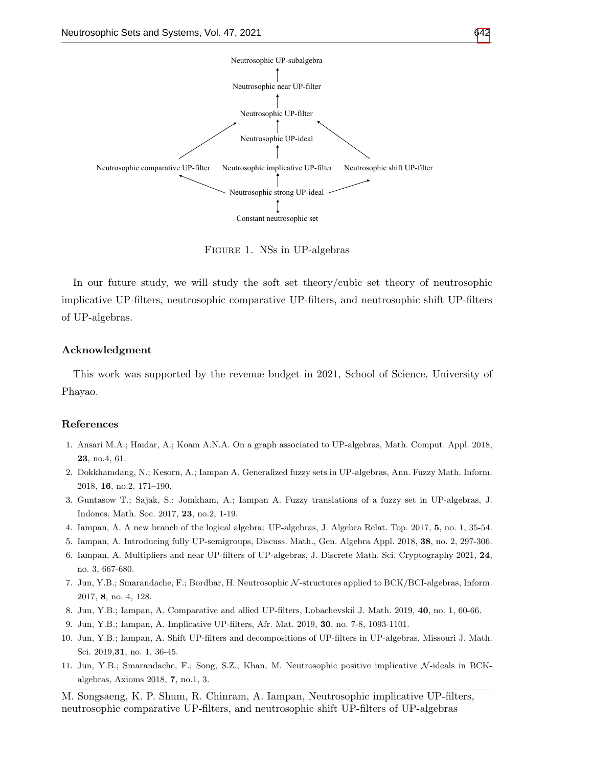Neutrosophic UP-subalgebra

↑

Neutrosophic near UP-filter

↑

Neutrosophic UP-filter

↑

Neutrosophic UP-ideal

↑

Neutrosophic comparative UP-filter    Neutrosophic implicative UP-filter    Neutrosophic shift UP-filter

↑

Neutrosophic strong UP-ideal

↕

Constant neutrosophic set

Figure 1. NSs in UP-algebras

In our future study, we will study the soft set theory/cubic set theory of neutrosophic implicative UP-filters, neutrosophic comparative UP-filters, and neutrosophic shift UP-filters of UP-algebras.

### Acknowledgment

This work was supported by the revenue budget in 2021, School of Science, University of Phayao.

### References

1. Ansari M.A.; Haidar, A.; Koam A.N.A. On a graph associated to UP-algebras, Math. Comput. Appl. 2018, **23**, no.4, 61.
2. Dokkhamdang, N.; Kesorn, A.; Iampan A. Generalized fuzzy sets in UP-algebras, Ann. Fuzzy Math. Inform. 2018, **16**, no.2, 171–190.
3. Guntasow T.; Sajak, S.; Jomkham, A.; Iampan A. Fuzzy translations of a fuzzy set in UP-algebras, J. Indones. Math. Soc. 2017, **23**, no.2, 1-19.
4. Iampan, A. A new branch of the logical algebra: UP-algebras, J. Algebra Relat. Top. 2017, **5**, no. 1, 35-54.
5. Iampan, A. Introducing fully UP-semigroups, Discuss. Math., Gen. Algebra Appl. 2018, **38**, no. 2, 297-306.
6. Iampan, A. Multipliers and near UP-filters of UP-algebras, J. Discrete Math. Sci. Cryptography 2021, **24**, no. 3, 667-680.
7. Jun, Y.B.; Smarandache, F.; Bordbar, H. Neutrosophic $\mathcal{N}$-structures applied to BCK/BCI-algebras, Inform. 2017, **8**, no. 4, 128.
8. Jun, Y.B.; Iampan, A. Comparative and allied UP-filters, Lobachevskii J. Math. 2019, **40**, no. 1, 60-66.
9. Jun, Y.B.; Iampan, A. Implicative UP-filters, Afr. Mat. 2019, **30**, no. 7-8, 1093-1101.
10. Jun, Y.B.; Iampan, A. Shift UP-filters and decompositions of UP-filters in UP-algebras, Missouri J. Math. Sci. 2019,**31**, no. 1, 36-45.
11. Jun, Y.B.; Smarandache, F.; Song, S.Z.; Khan, M. Neutrosophic positive implicative $\mathcal{N}$-ideals in BCK-algebras, Axioms 2018, **7**, no.1, 3.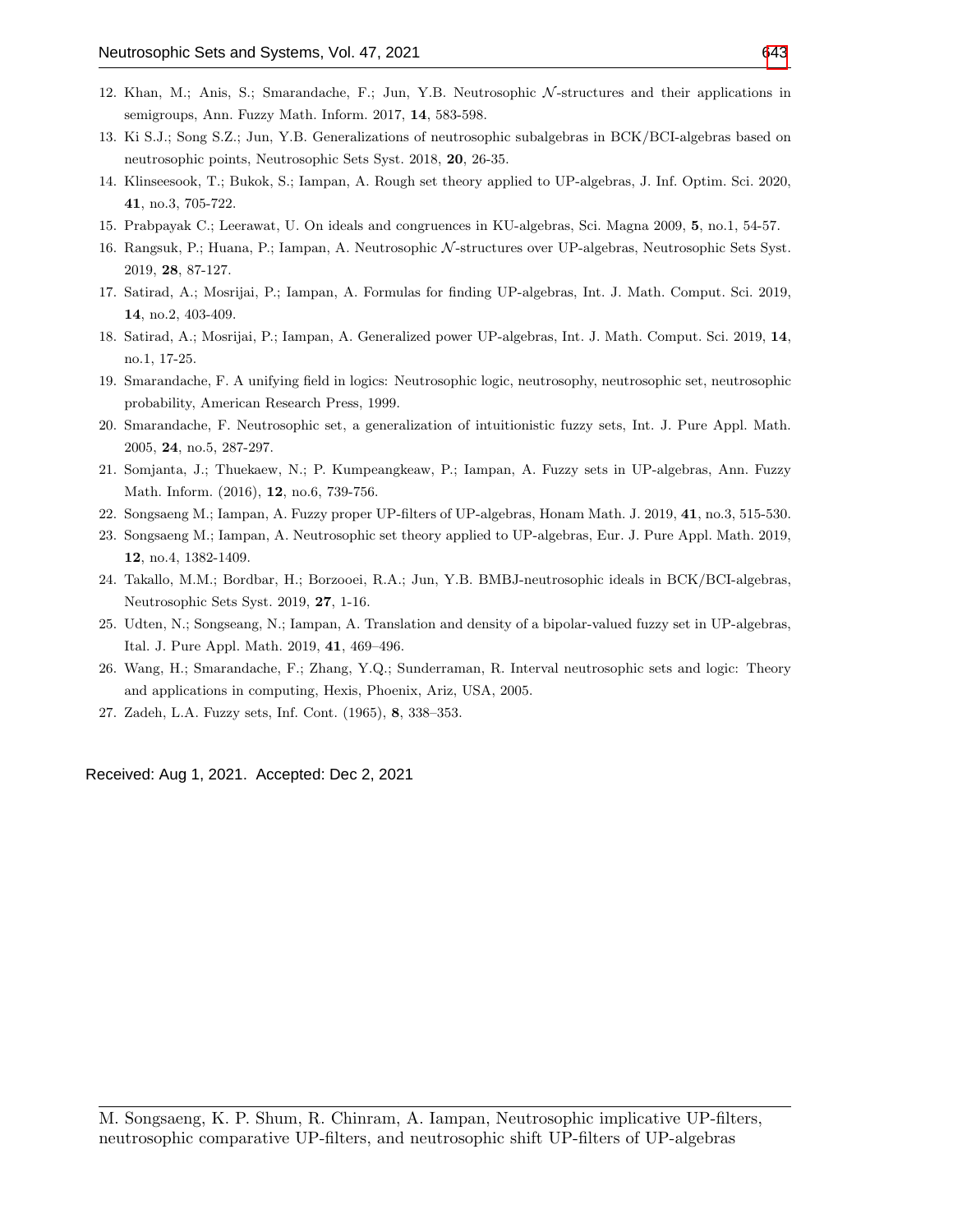12. Khan, M.; Anis, S.; Smarandache, F.; Jun, Y.B. Neutrosophic $\mathcal{N}$-structures and their applications in semigroups, Ann. Fuzzy Math. Inform. 2017, **14**, 583-598.
13. Ki S.J.; Song S.Z.; Jun, Y.B. Generalizations of neutrosophic subalgebras in BCK/BCI-algebras based on neutrosophic points, Neutrosophic Sets Syst. 2018, **20**, 26-35.
14. Klinseesook, T.; Bukok, S.; Iampan, A. Rough set theory applied to UP-algebras, J. Inf. Optim. Sci. 2020, **41**, no.3, 705-722.
15. Prabpayak C.; Leerawat, U. On ideals and congruences in KU-algebras, Sci. Magna 2009, **5**, no.1, 54-57.
16. Rangsuk, P.; Huana, P.; Iampan, A. Neutrosophic $\mathcal{N}$-structures over UP-algebras, Neutrosophic Sets Syst. 2019, **28**, 87-127.
17. Satirad, A.; Mosrijai, P.; Iampan, A. Formulas for finding UP-algebras, Int. J. Math. Comput. Sci. 2019, **14**, no.2, 403-409.
18. Satirad, A.; Mosrijai, P.; Iampan, A. Generalized power UP-algebras, Int. J. Math. Comput. Sci. 2019, **14**, no.1, 17-25.
19. Smarandache, F. A unifying field in logics: Neutrosophic logic, neutrosophy, neutrosophic set, neutrosophic probability, American Research Press, 1999.
20. Smarandache, F. Neutrosophic set, a generalization of intuitionistic fuzzy sets, Int. J. Pure Appl. Math. 2005, **24**, no.5, 287-297.
21. Somjanta, J.; Thuekaew, N.; P. Kumpeangkeaw, P.; Iampan, A. Fuzzy sets in UP-algebras, Ann. Fuzzy Math. Inform. (2016), **12**, no.6, 739-756.
22. Songsaeng M.; Iampan, A. Fuzzy proper UP-filters of UP-algebras, Honam Math. J. 2019, **41**, no.3, 515-530.
23. Songsaeng M.; Iampan, A. Neutrosophic set theory applied to UP-algebras, Eur. J. Pure Appl. Math. 2019, **12**, no.4, 1382-1409.
24. Takallo, M.M.; Bordbar, H.; Borzooei, R.A.; Jun, Y.B. BMBJ-neutrosophic ideals in BCK/BCI-algebras, Neutrosophic Sets Syst. 2019, **27**, 1-16.
25. Udten, N.; Songseang, N.; Iampan, A. Translation and density of a bipolar-valued fuzzy set in UP-algebras, Ital. J. Pure Appl. Math. 2019, **41**, 469–496.
26. Wang, H.; Smarandache, F.; Zhang, Y.Q.; Sunderraman, R. Interval neutrosophic sets and logic: Theory and applications in computing, Hexis, Phoenix, Ariz, USA, 2005.
27. Zadeh, L.A. Fuzzy sets, Inf. Cont. (1965), **8**, 338–353.

Received: Aug 1, 2021. Accepted: Dec 2, 2021